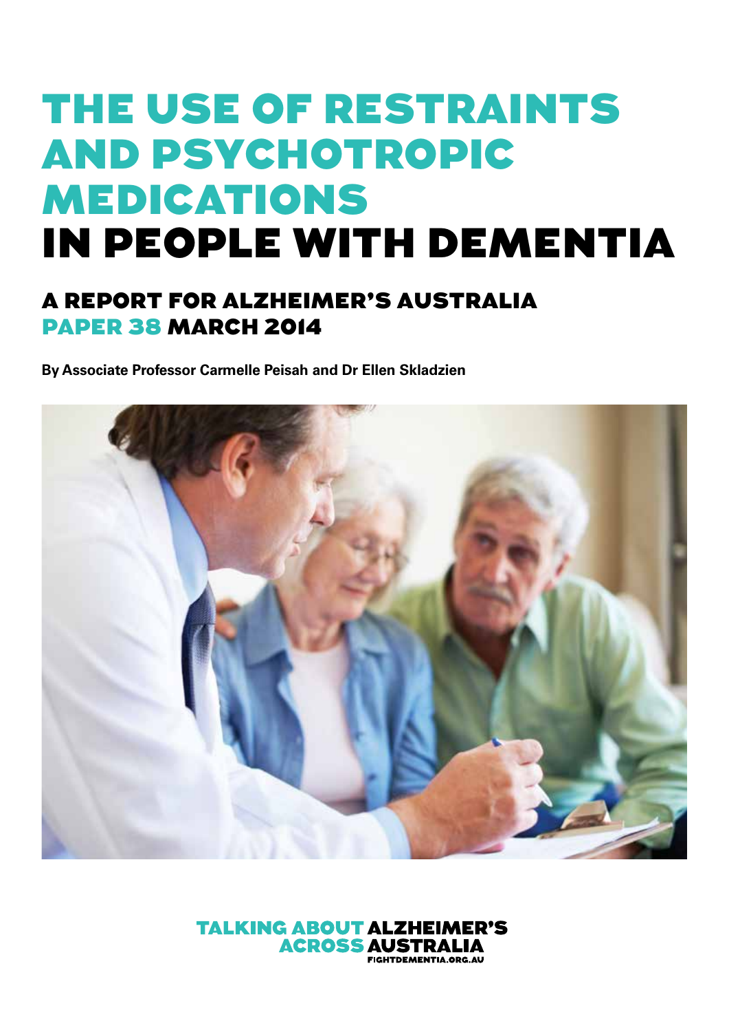# THE USE OF RESTRAINTS AND PSYCHOTROPIC MEDICATIONS IN PEOPLE WITH DEMENTIA

## A REPORT FOR ALZHEIMER'S AUSTRALIA PAPER 38 MARCH 2014

**By Associate Professor Carmelle Peisah and Dr Ellen Skladzien**

TALKING ABOUT ALZHEIMER'S ACROSS AUSTRALIA
FIGHTDEMENTIA.ORG.AU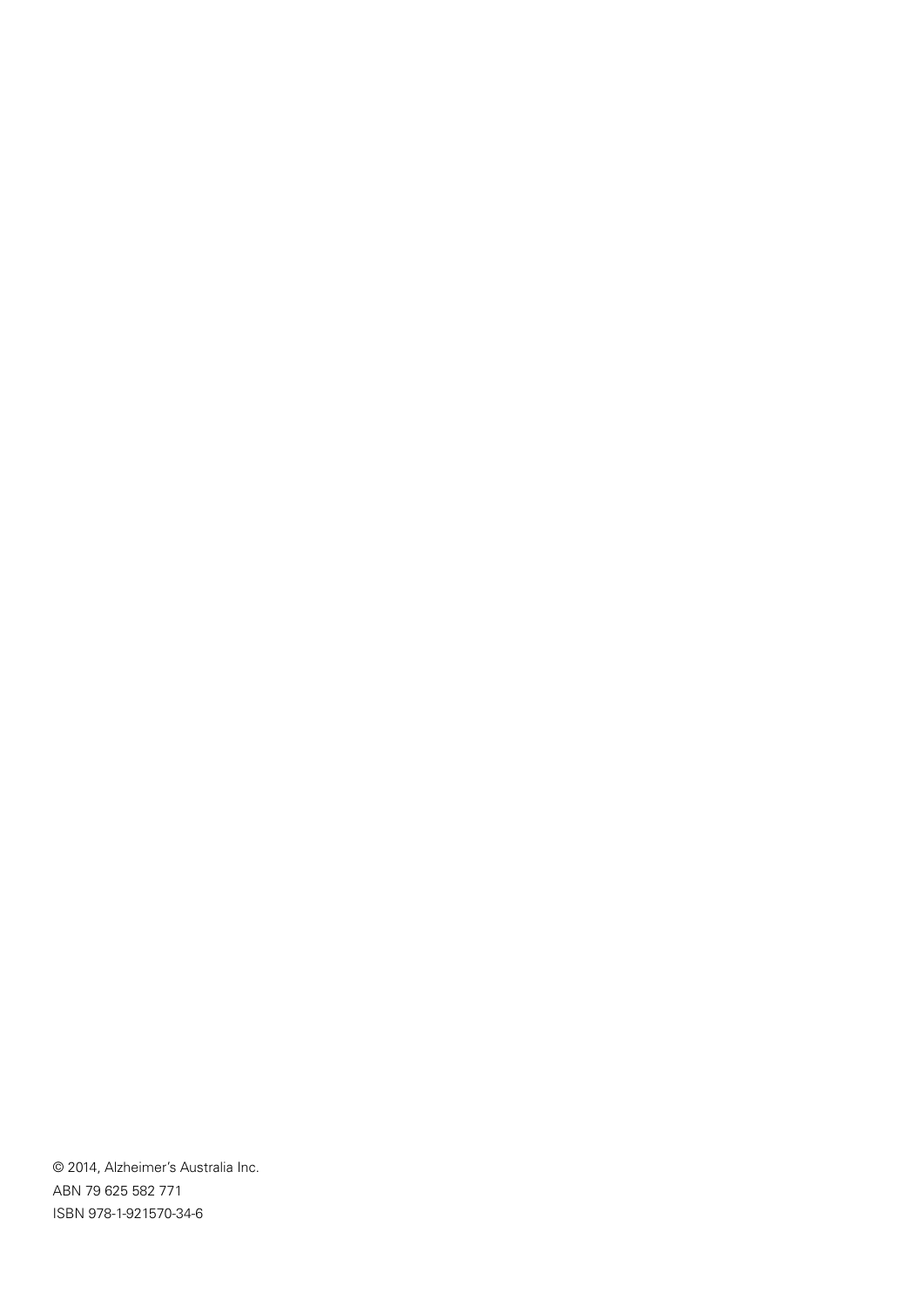© 2014, Alzheimer's Australia Inc.
ABN 79 625 582 771
ISBN 978-1-921570-34-6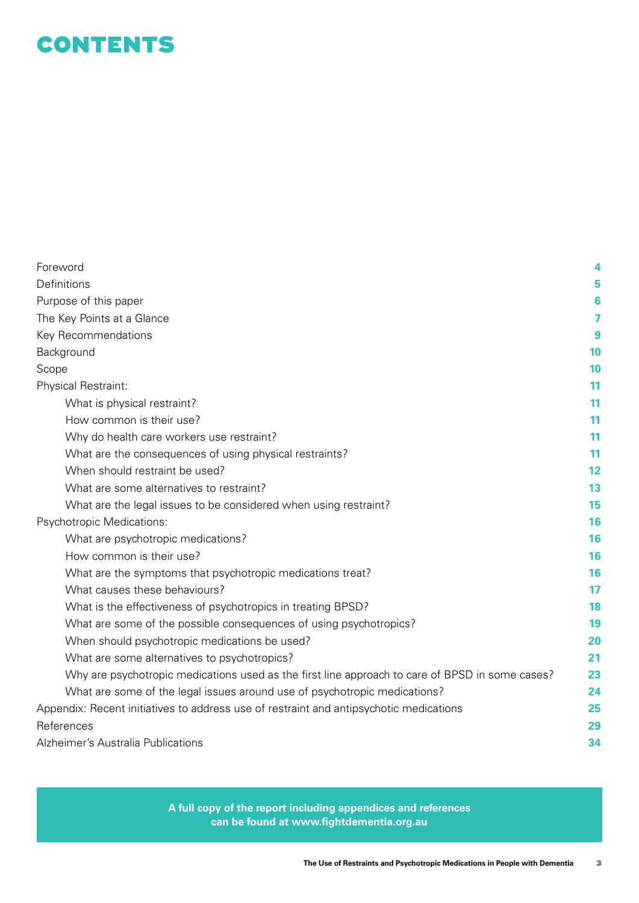# CONTENTS

| | |
|---|---|
| Foreword | 4 |
| Definitions | 5 |
| Purpose of this paper | 6 |
| The Key Points at a Glance | 7 |
| Key Recommendations | 9 |
| Background | 10 |
| Scope | 10 |
| Physical Restraint: | 11 |
| &nbsp;&nbsp;&nbsp;&nbsp;What is physical restraint? | 11 |
| &nbsp;&nbsp;&nbsp;&nbsp;How common is their use? | 11 |
| &nbsp;&nbsp;&nbsp;&nbsp;Why do health care workers use restraint? | 11 |
| &nbsp;&nbsp;&nbsp;&nbsp;What are the consequences of using physical restraints? | 11 |
| &nbsp;&nbsp;&nbsp;&nbsp;When should restraint be used? | 12 |
| &nbsp;&nbsp;&nbsp;&nbsp;What are some alternatives to restraint? | 13 |
| &nbsp;&nbsp;&nbsp;&nbsp;What are the legal issues to be considered when using restraint? | 15 |
| Psychotropic Medications: | 16 |
| &nbsp;&nbsp;&nbsp;&nbsp;What are psychotropic medications? | 16 |
| &nbsp;&nbsp;&nbsp;&nbsp;How common is their use? | 16 |
| &nbsp;&nbsp;&nbsp;&nbsp;What are the symptoms that psychotropic medications treat? | 16 |
| &nbsp;&nbsp;&nbsp;&nbsp;What causes these behaviours? | 17 |
| &nbsp;&nbsp;&nbsp;&nbsp;What is the effectiveness of psychotropics in treating BPSD? | 18 |
| &nbsp;&nbsp;&nbsp;&nbsp;What are some of the possible consequences of using psychotropics? | 19 |
| &nbsp;&nbsp;&nbsp;&nbsp;When should psychotropic medications be used? | 20 |
| &nbsp;&nbsp;&nbsp;&nbsp;What are some alternatives to psychotropics? | 21 |
| &nbsp;&nbsp;&nbsp;&nbsp;Why are psychotropic medications used as the first line approach to care of BPSD in some cases? | 23 |
| &nbsp;&nbsp;&nbsp;&nbsp;What are some of the legal issues around use of psychotropic medications? | 24 |
| Appendix: Recent initiatives to address use of restraint and antipsychotic medications | 25 |
| References | 29 |
| Alzheimer's Australia Publications | 34 |

**A full copy of the report including appendices and references can be found at www.fightdementia.org.au**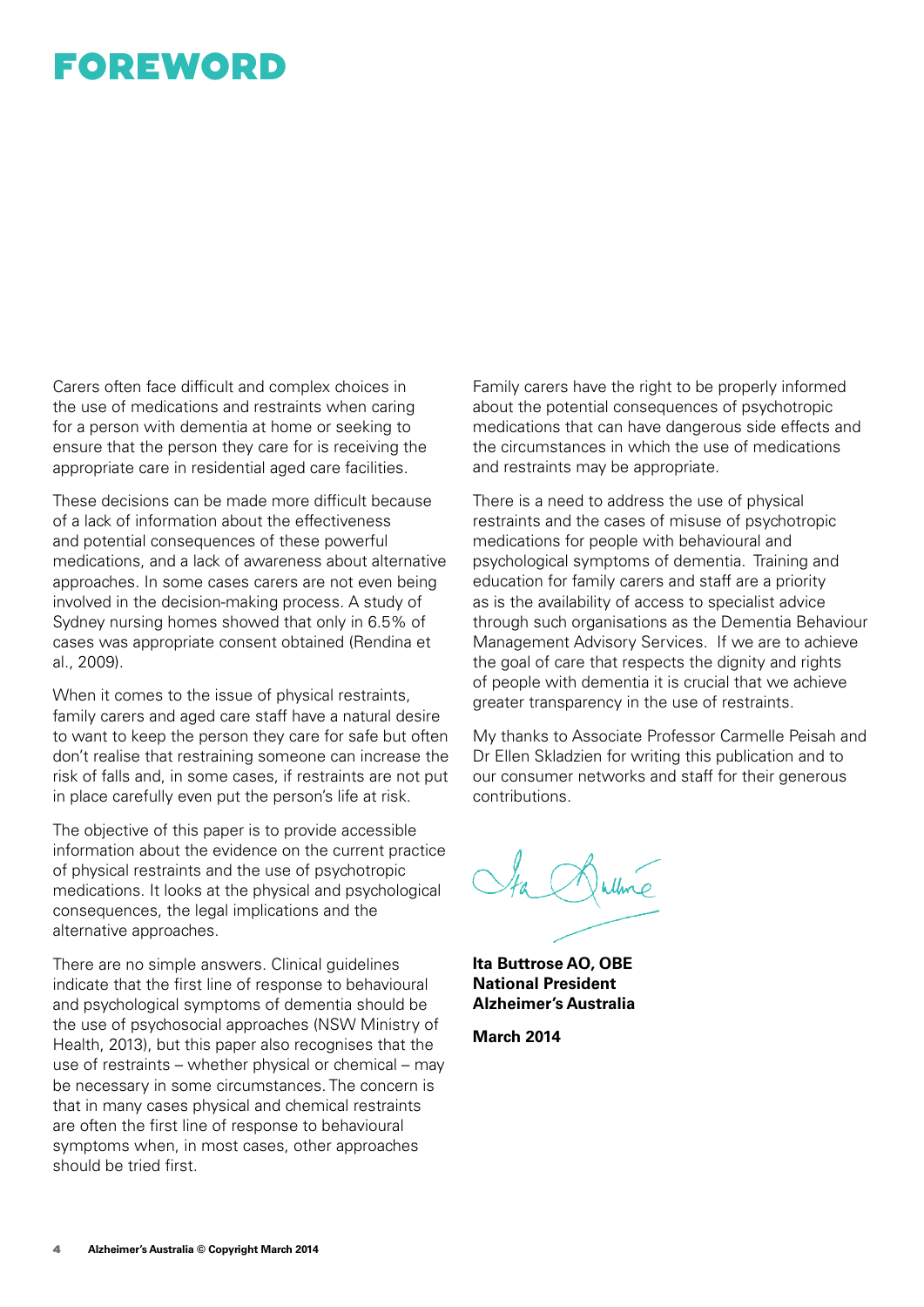# FOREWORD

Carers often face difficult and complex choices in the use of medications and restraints when caring for a person with dementia at home or seeking to ensure that the person they care for is receiving the appropriate care in residential aged care facilities.

These decisions can be made more difficult because of a lack of information about the effectiveness and potential consequences of these powerful medications, and a lack of awareness about alternative approaches. In some cases carers are not even being involved in the decision-making process. A study of Sydney nursing homes showed that only in 6.5% of cases was appropriate consent obtained (Rendina et al., 2009).

When it comes to the issue of physical restraints, family carers and aged care staff have a natural desire to want to keep the person they care for safe but often don't realise that restraining someone can increase the risk of falls and, in some cases, if restraints are not put in place carefully even put the person's life at risk.

The objective of this paper is to provide accessible information about the evidence on the current practice of physical restraints and the use of psychotropic medications. It looks at the physical and psychological consequences, the legal implications and the alternative approaches.

There are no simple answers. Clinical guidelines indicate that the first line of response to behavioural and psychological symptoms of dementia should be the use of psychosocial approaches (NSW Ministry of Health, 2013), but this paper also recognises that the use of restraints – whether physical or chemical – may be necessary in some circumstances. The concern is that in many cases physical and chemical restraints are often the first line of response to behavioural symptoms when, in most cases, other approaches should be tried first.

Family carers have the right to be properly informed about the potential consequences of psychotropic medications that can have dangerous side effects and the circumstances in which the use of medications and restraints may be appropriate.

There is a need to address the use of physical restraints and the cases of misuse of psychotropic medications for people with behavioural and psychological symptoms of dementia. Training and education for family carers and staff are a priority as is the availability of access to specialist advice through such organisations as the Dementia Behaviour Management Advisory Services. If we are to achieve the goal of care that respects the dignity and rights of people with dementia it is crucial that we achieve greater transparency in the use of restraints.

My thanks to Associate Professor Carmelle Peisah and Dr Ellen Skladzien for writing this publication and to our consumer networks and staff for their generous contributions.

**Ita Buttrose AO, OBE**
**National President**
**Alzheimer's Australia**

**March 2014**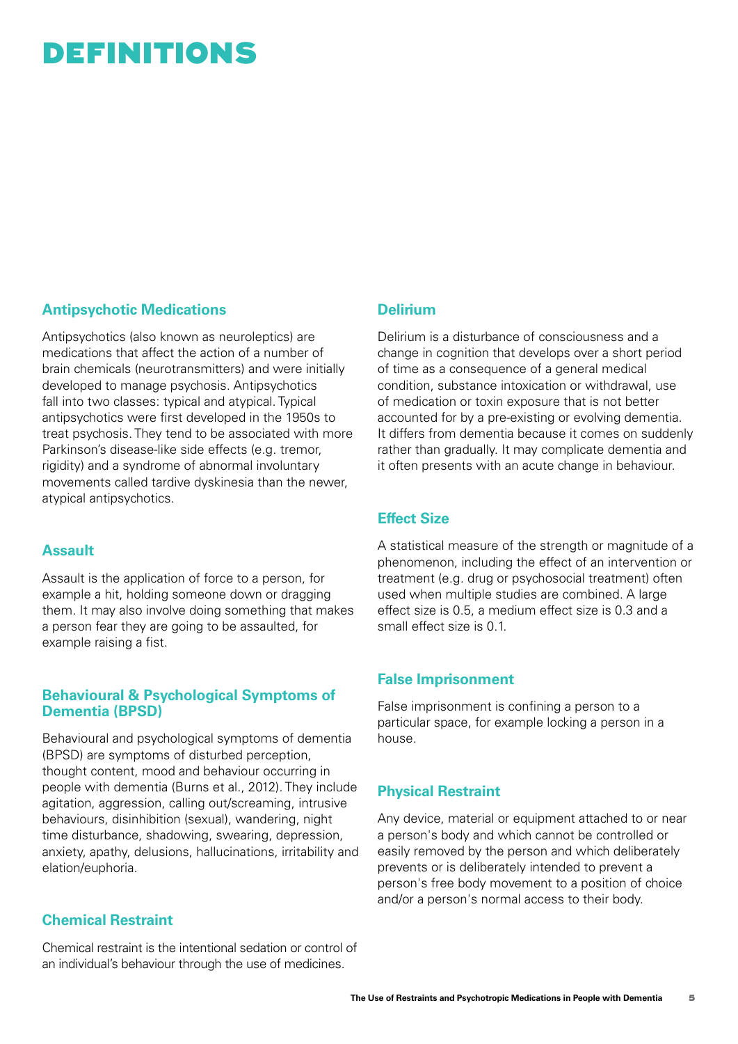# DEFINITIONS

## Antipsychotic Medications

Antipsychotics (also known as neuroleptics) are medications that affect the action of a number of brain chemicals (neurotransmitters) and were initially developed to manage psychosis. Antipsychotics fall into two classes: typical and atypical. Typical antipsychotics were first developed in the 1950s to treat psychosis. They tend to be associated with more Parkinson's disease-like side effects (e.g. tremor, rigidity) and a syndrome of abnormal involuntary movements called tardive dyskinesia than the newer, atypical antipsychotics.

## Assault

Assault is the application of force to a person, for example a hit, holding someone down or dragging them. It may also involve doing something that makes a person fear they are going to be assaulted, for example raising a fist.

## Behavioural & Psychological Symptoms of Dementia (BPSD)

Behavioural and psychological symptoms of dementia (BPSD) are symptoms of disturbed perception, thought content, mood and behaviour occurring in people with dementia (Burns et al., 2012). They include agitation, aggression, calling out/screaming, intrusive behaviours, disinhibition (sexual), wandering, night time disturbance, shadowing, swearing, depression, anxiety, apathy, delusions, hallucinations, irritability and elation/euphoria.

## Chemical Restraint

Chemical restraint is the intentional sedation or control of an individual's behaviour through the use of medicines.

## Delirium

Delirium is a disturbance of consciousness and a change in cognition that develops over a short period of time as a consequence of a general medical condition, substance intoxication or withdrawal, use of medication or toxin exposure that is not better accounted for by a pre-existing or evolving dementia. It differs from dementia because it comes on suddenly rather than gradually. It may complicate dementia and it often presents with an acute change in behaviour.

## Effect Size

A statistical measure of the strength or magnitude of a phenomenon, including the effect of an intervention or treatment (e.g. drug or psychosocial treatment) often used when multiple studies are combined. A large effect size is 0.5, a medium effect size is 0.3 and a small effect size is 0.1.

## False Imprisonment

False imprisonment is confining a person to a particular space, for example locking a person in a house.

## Physical Restraint

Any device, material or equipment attached to or near a person's body and which cannot be controlled or easily removed by the person and which deliberately prevents or is deliberately intended to prevent a person's free body movement to a position of choice and/or a person's normal access to their body.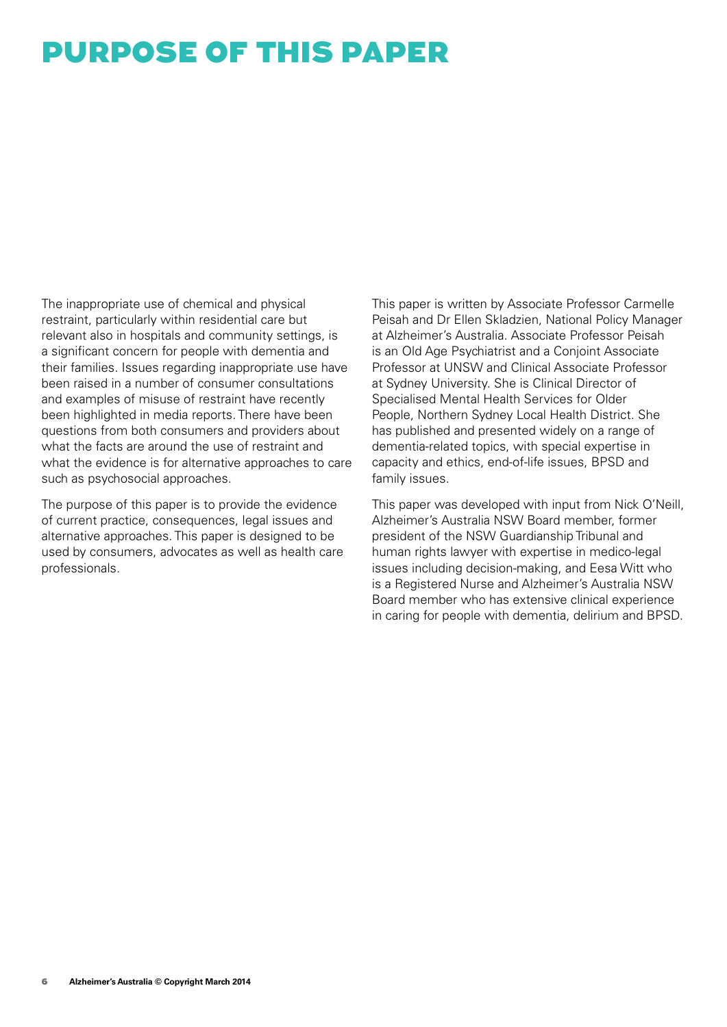# PURPOSE OF THIS PAPER

The inappropriate use of chemical and physical restraint, particularly within residential care but relevant also in hospitals and community settings, is a significant concern for people with dementia and their families. Issues regarding inappropriate use have been raised in a number of consumer consultations and examples of misuse of restraint have recently been highlighted in media reports. There have been questions from both consumers and providers about what the facts are around the use of restraint and what the evidence is for alternative approaches to care such as psychosocial approaches.

The purpose of this paper is to provide the evidence of current practice, consequences, legal issues and alternative approaches. This paper is designed to be used by consumers, advocates as well as health care professionals.

This paper is written by Associate Professor Carmelle Peisah and Dr Ellen Skladzien, National Policy Manager at Alzheimer's Australia. Associate Professor Peisah is an Old Age Psychiatrist and a Conjoint Associate Professor at UNSW and Clinical Associate Professor at Sydney University. She is Clinical Director of Specialised Mental Health Services for Older People, Northern Sydney Local Health District. She has published and presented widely on a range of dementia-related topics, with special expertise in capacity and ethics, end-of-life issues, BPSD and family issues.

This paper was developed with input from Nick O'Neill, Alzheimer's Australia NSW Board member, former president of the NSW Guardianship Tribunal and human rights lawyer with expertise in medico-legal issues including decision-making, and Eesa Witt who is a Registered Nurse and Alzheimer's Australia NSW Board member who has extensive clinical experience in caring for people with dementia, delirium and BPSD.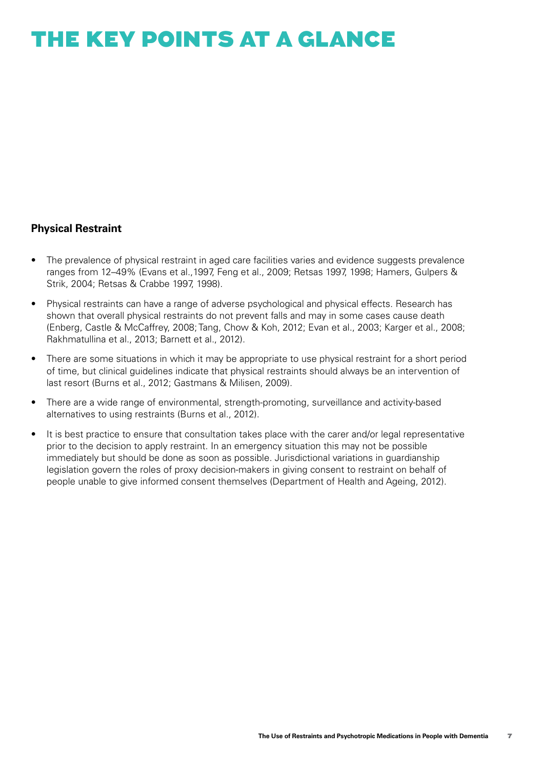# THE KEY POINTS AT A GLANCE

### Physical Restraint

- The prevalence of physical restraint in aged care facilities varies and evidence suggests prevalence ranges from 12–49% (Evans et al.,1997, Feng et al., 2009; Retsas 1997, 1998; Hamers, Gulpers & Strik, 2004; Retsas & Crabbe 1997, 1998).
- Physical restraints can have a range of adverse psychological and physical effects. Research has shown that overall physical restraints do not prevent falls and may in some cases cause death (Enberg, Castle & McCaffrey, 2008; Tang, Chow & Koh, 2012; Evan et al., 2003; Karger et al., 2008; Rakhmatullina et al., 2013; Barnett et al., 2012).
- There are some situations in which it may be appropriate to use physical restraint for a short period of time, but clinical guidelines indicate that physical restraints should always be an intervention of last resort (Burns et al., 2012; Gastmans & Milisen, 2009).
- There are a wide range of environmental, strength-promoting, surveillance and activity-based alternatives to using restraints (Burns et al., 2012).
- It is best practice to ensure that consultation takes place with the carer and/or legal representative prior to the decision to apply restraint. In an emergency situation this may not be possible immediately but should be done as soon as possible. Jurisdictional variations in guardianship legislation govern the roles of proxy decision-makers in giving consent to restraint on behalf of people unable to give informed consent themselves (Department of Health and Ageing, 2012).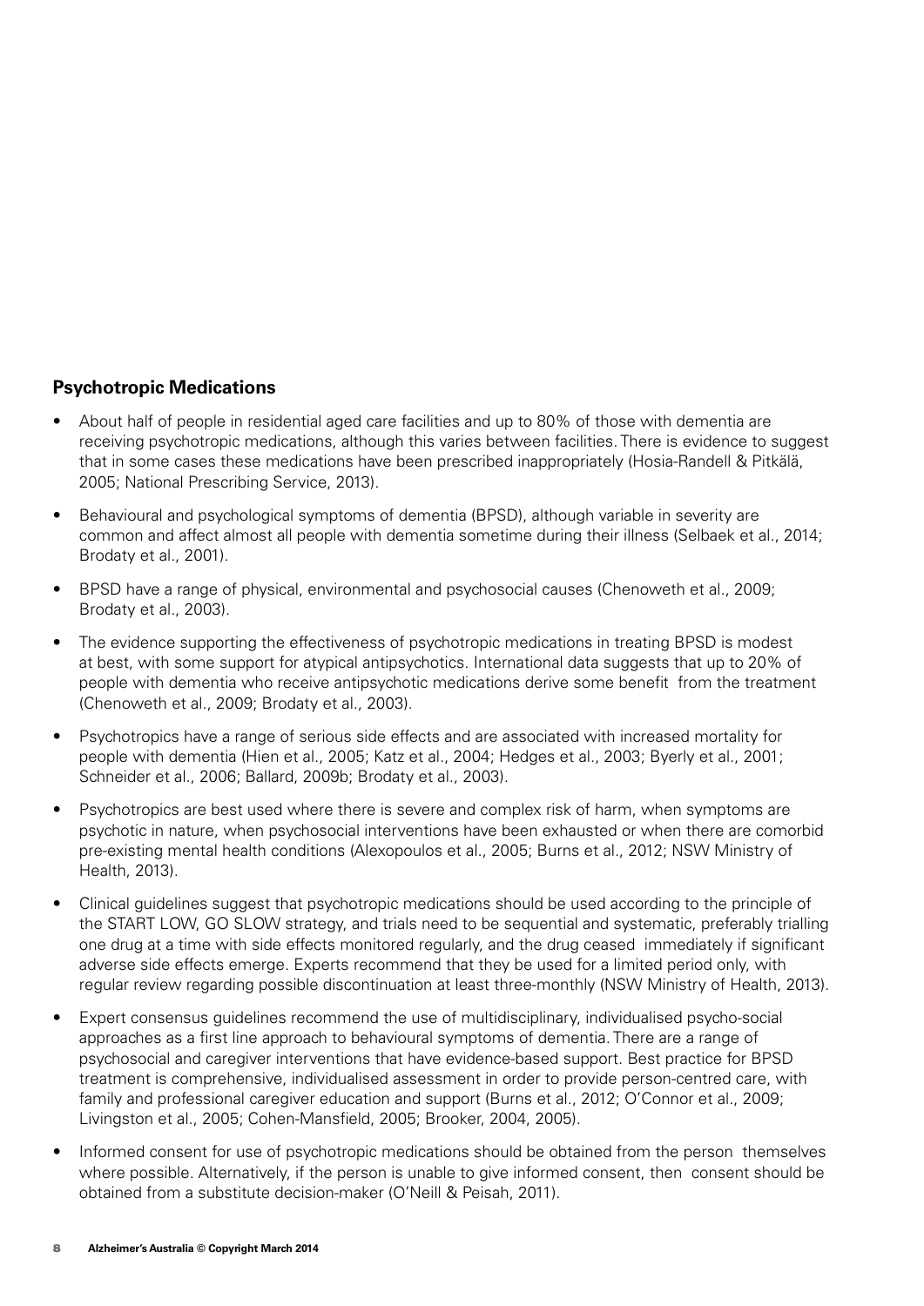## Psychotropic Medications

- About half of people in residential aged care facilities and up to 80% of those with dementia are receiving psychotropic medications, although this varies between facilities. There is evidence to suggest that in some cases these medications have been prescribed inappropriately (Hosia-Randell & Pitkälä, 2005; National Prescribing Service, 2013).
- Behavioural and psychological symptoms of dementia (BPSD), although variable in severity are common and affect almost all people with dementia sometime during their illness (Selbaek et al., 2014; Brodaty et al., 2001).
- BPSD have a range of physical, environmental and psychosocial causes (Chenoweth et al., 2009; Brodaty et al., 2003).
- The evidence supporting the effectiveness of psychotropic medications in treating BPSD is modest at best, with some support for atypical antipsychotics. International data suggests that up to 20% of people with dementia who receive antipsychotic medications derive some benefit from the treatment (Chenoweth et al., 2009; Brodaty et al., 2003).
- Psychotropics have a range of serious side effects and are associated with increased mortality for people with dementia (Hien et al., 2005; Katz et al., 2004; Hedges et al., 2003; Byerly et al., 2001; Schneider et al., 2006; Ballard, 2009b; Brodaty et al., 2003).
- Psychotropics are best used where there is severe and complex risk of harm, when symptoms are psychotic in nature, when psychosocial interventions have been exhausted or when there are comorbid pre-existing mental health conditions (Alexopoulos et al., 2005; Burns et al., 2012; NSW Ministry of Health, 2013).
- Clinical guidelines suggest that psychotropic medications should be used according to the principle of the START LOW, GO SLOW strategy, and trials need to be sequential and systematic, preferably trialling one drug at a time with side effects monitored regularly, and the drug ceased immediately if significant adverse side effects emerge. Experts recommend that they be used for a limited period only, with regular review regarding possible discontinuation at least three-monthly (NSW Ministry of Health, 2013).
- Expert consensus guidelines recommend the use of multidisciplinary, individualised psycho-social approaches as a first line approach to behavioural symptoms of dementia. There are a range of psychosocial and caregiver interventions that have evidence-based support. Best practice for BPSD treatment is comprehensive, individualised assessment in order to provide person-centred care, with family and professional caregiver education and support (Burns et al., 2012; O'Connor et al., 2009; Livingston et al., 2005; Cohen-Mansfield, 2005; Brooker, 2004, 2005).
- Informed consent for use of psychotropic medications should be obtained from the person themselves where possible. Alternatively, if the person is unable to give informed consent, then consent should be obtained from a substitute decision-maker (O'Neill & Peisah, 2011).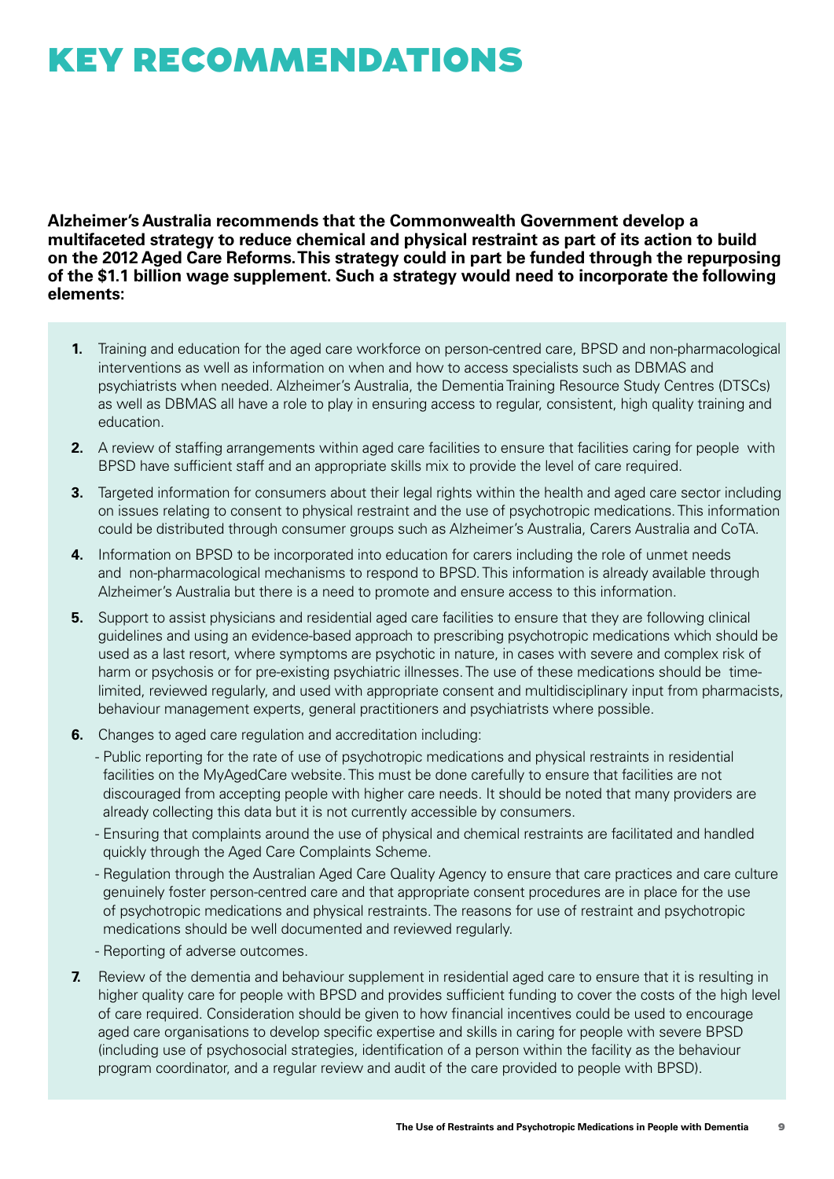# KEY RECOMMENDATIONS

**Alzheimer's Australia recommends that the Commonwealth Government develop a multifaceted strategy to reduce chemical and physical restraint as part of its action to build on the 2012 Aged Care Reforms. This strategy could in part be funded through the repurposing of the $1.1 billion wage supplement. Such a strategy would need to incorporate the following elements:**

1. Training and education for the aged care workforce on person-centred care, BPSD and non-pharmacological interventions as well as information on when and how to access specialists such as DBMAS and psychiatrists when needed. Alzheimer's Australia, the Dementia Training Resource Study Centres (DTSCs) as well as DBMAS all have a role to play in ensuring access to regular, consistent, high quality training and education.
2. A review of staffing arrangements within aged care facilities to ensure that facilities caring for people with BPSD have sufficient staff and an appropriate skills mix to provide the level of care required.
3. Targeted information for consumers about their legal rights within the health and aged care sector including on issues relating to consent to physical restraint and the use of psychotropic medications. This information could be distributed through consumer groups such as Alzheimer's Australia, Carers Australia and CoTA.
4. Information on BPSD to be incorporated into education for carers including the role of unmet needs and non-pharmacological mechanisms to respond to BPSD. This information is already available through Alzheimer's Australia but there is a need to promote and ensure access to this information.
5. Support to assist physicians and residential aged care facilities to ensure that they are following clinical guidelines and using an evidence-based approach to prescribing psychotropic medications which should be used as a last resort, where symptoms are psychotic in nature, in cases with severe and complex risk of harm or psychosis or for pre-existing psychiatric illnesses. The use of these medications should be time-limited, reviewed regularly, and used with appropriate consent and multidisciplinary input from pharmacists, behaviour management experts, general practitioners and psychiatrists where possible.
6. Changes to aged care regulation and accreditation including:
   - Public reporting for the rate of use of psychotropic medications and physical restraints in residential facilities on the MyAgedCare website. This must be done carefully to ensure that facilities are not discouraged from accepting people with higher care needs. It should be noted that many providers are already collecting this data but it is not currently accessible by consumers.
   - Ensuring that complaints around the use of physical and chemical restraints are facilitated and handled quickly through the Aged Care Complaints Scheme.
   - Regulation through the Australian Aged Care Quality Agency to ensure that care practices and care culture genuinely foster person-centred care and that appropriate consent procedures are in place for the use of psychotropic medications and physical restraints. The reasons for use of restraint and psychotropic medications should be well documented and reviewed regularly.
   - Reporting of adverse outcomes.
7. Review of the dementia and behaviour supplement in residential aged care to ensure that it is resulting in higher quality care for people with BPSD and provides sufficient funding to cover the costs of the high level of care required. Consideration should be given to how financial incentives could be used to encourage aged care organisations to develop specific expertise and skills in caring for people with severe BPSD (including use of psychosocial strategies, identification of a person within the facility as the behaviour program coordinator, and a regular review and audit of the care provided to people with BPSD).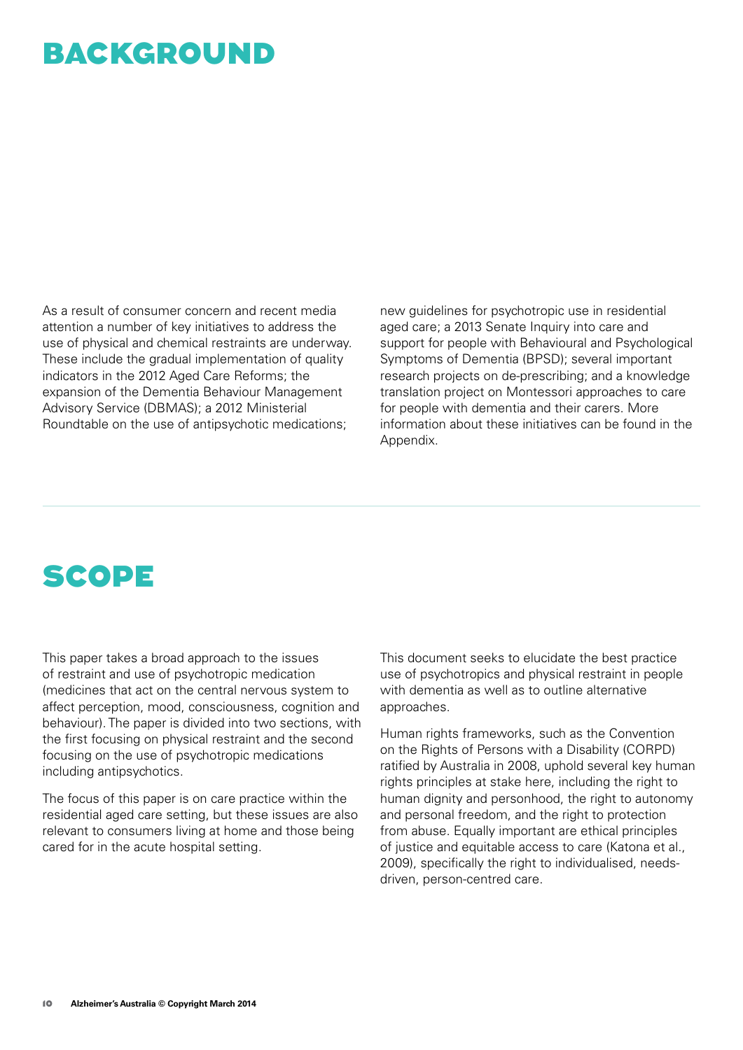# BACKGROUND

As a result of consumer concern and recent media attention a number of key initiatives to address the use of physical and chemical restraints are underway. These include the gradual implementation of quality indicators in the 2012 Aged Care Reforms; the expansion of the Dementia Behaviour Management Advisory Service (DBMAS); a 2012 Ministerial Roundtable on the use of antipsychotic medications; new guidelines for psychotropic use in residential aged care; a 2013 Senate Inquiry into care and support for people with Behavioural and Psychological Symptoms of Dementia (BPSD); several important research projects on de-prescribing; and a knowledge translation project on Montessori approaches to care for people with dementia and their carers. More information about these initiatives can be found in the Appendix.

# SCOPE

This paper takes a broad approach to the issues of restraint and use of psychotropic medication (medicines that act on the central nervous system to affect perception, mood, consciousness, cognition and behaviour). The paper is divided into two sections, with the first focusing on physical restraint and the second focusing on the use of psychotropic medications including antipsychotics.

The focus of this paper is on care practice within the residential aged care setting, but these issues are also relevant to consumers living at home and those being cared for in the acute hospital setting.

This document seeks to elucidate the best practice use of psychotropics and physical restraint in people with dementia as well as to outline alternative approaches.

Human rights frameworks, such as the Convention on the Rights of Persons with a Disability (CORPD) ratified by Australia in 2008, uphold several key human rights principles at stake here, including the right to human dignity and personhood, the right to autonomy and personal freedom, and the right to protection from abuse. Equally important are ethical principles of justice and equitable access to care (Katona et al., 2009), specifically the right to individualised, needs-driven, person-centred care.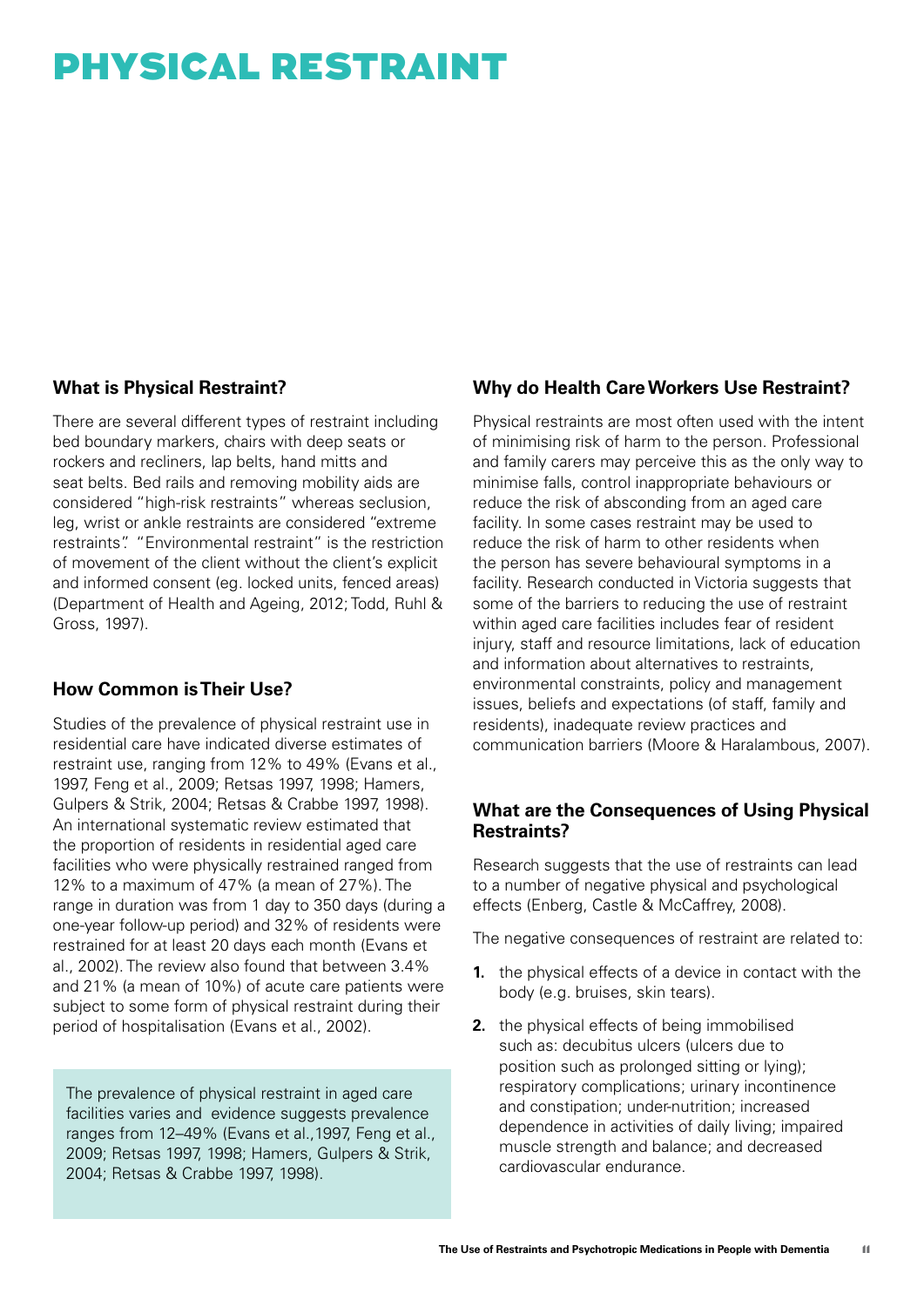# PHYSICAL RESTRAINT

### What is Physical Restraint?

There are several different types of restraint including bed boundary markers, chairs with deep seats or rockers and recliners, lap belts, hand mitts and seat belts. Bed rails and removing mobility aids are considered "high-risk restraints" whereas seclusion, leg, wrist or ankle restraints are considered "extreme restraints". "Environmental restraint" is the restriction of movement of the client without the client's explicit and informed consent (eg. locked units, fenced areas) (Department of Health and Ageing, 2012; Todd, Ruhl & Gross, 1997).

### How Common is Their Use?

Studies of the prevalence of physical restraint use in residential care have indicated diverse estimates of restraint use, ranging from 12% to 49% (Evans et al., 1997, Feng et al., 2009; Retsas 1997, 1998; Hamers, Gulpers & Strik, 2004; Retsas & Crabbe 1997, 1998). An international systematic review estimated that the proportion of residents in residential aged care facilities who were physically restrained ranged from 12% to a maximum of 47% (a mean of 27%). The range in duration was from 1 day to 350 days (during a one-year follow-up period) and 32% of residents were restrained for at least 20 days each month (Evans et al., 2002). The review also found that between 3.4% and 21% (a mean of 10%) of acute care patients were subject to some form of physical restraint during their period of hospitalisation (Evans et al., 2002).

> The prevalence of physical restraint in aged care facilities varies and evidence suggests prevalence ranges from 12–49% (Evans et al.,1997, Feng et al., 2009; Retsas 1997, 1998; Hamers, Gulpers & Strik, 2004; Retsas & Crabbe 1997, 1998).

### Why do Health Care Workers Use Restraint?

Physical restraints are most often used with the intent of minimising risk of harm to the person. Professional and family carers may perceive this as the only way to minimise falls, control inappropriate behaviours or reduce the risk of absconding from an aged care facility. In some cases restraint may be used to reduce the risk of harm to other residents when the person has severe behavioural symptoms in a facility. Research conducted in Victoria suggests that some of the barriers to reducing the use of restraint within aged care facilities includes fear of resident injury, staff and resource limitations, lack of education and information about alternatives to restraints, environmental constraints, policy and management issues, beliefs and expectations (of staff, family and residents), inadequate review practices and communication barriers (Moore & Haralambous, 2007).

### What are the Consequences of Using Physical Restraints?

Research suggests that the use of restraints can lead to a number of negative physical and psychological effects (Enberg, Castle & McCaffrey, 2008).

The negative consequences of restraint are related to:

1. the physical effects of a device in contact with the body (e.g. bruises, skin tears).
2. the physical effects of being immobilised such as: decubitus ulcers (ulcers due to position such as prolonged sitting or lying); respiratory complications; urinary incontinence and constipation; under-nutrition; increased dependence in activities of daily living; impaired muscle strength and balance; and decreased cardiovascular endurance.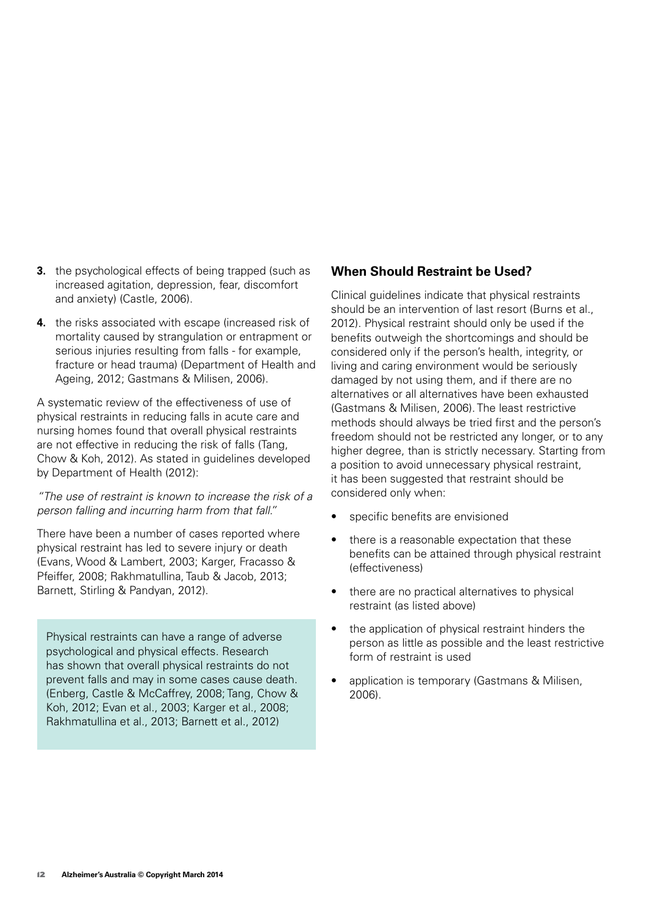3. the psychological effects of being trapped (such as increased agitation, depression, fear, discomfort and anxiety) (Castle, 2006).

4. the risks associated with escape (increased risk of mortality caused by strangulation or entrapment or serious injuries resulting from falls - for example, fracture or head trauma) (Department of Health and Ageing, 2012; Gastmans & Milisen, 2006).

A systematic review of the effectiveness of use of physical restraints in reducing falls in acute care and nursing homes found that overall physical restraints are not effective in reducing the risk of falls (Tang, Chow & Koh, 2012). As stated in guidelines developed by Department of Health (2012):

*"The use of restraint is known to increase the risk of a person falling and incurring harm from that fall."*

There have been a number of cases reported where physical restraint has led to severe injury or death (Evans, Wood & Lambert, 2003; Karger, Fracasso & Pfeiffer, 2008; Rakhmatullina, Taub & Jacob, 2013; Barnett, Stirling & Pandyan, 2012).

> Physical restraints can have a range of adverse psychological and physical effects. Research has shown that overall physical restraints do not prevent falls and may in some cases cause death. (Enberg, Castle & McCaffrey, 2008; Tang, Chow & Koh, 2012; Evan et al., 2003; Karger et al., 2008; Rakhmatullina et al., 2013; Barnett et al., 2012)

## When Should Restraint be Used?

Clinical guidelines indicate that physical restraints should be an intervention of last resort (Burns et al., 2012). Physical restraint should only be used if the benefits outweigh the shortcomings and should be considered only if the person's health, integrity, or living and caring environment would be seriously damaged by not using them, and if there are no alternatives or all alternatives have been exhausted (Gastmans & Milisen, 2006). The least restrictive methods should always be tried first and the person's freedom should not be restricted any longer, or to any higher degree, than is strictly necessary. Starting from a position to avoid unnecessary physical restraint, it has been suggested that restraint should be considered only when:

- specific benefits are envisioned
- there is a reasonable expectation that these benefits can be attained through physical restraint (effectiveness)
- there are no practical alternatives to physical restraint (as listed above)
- the application of physical restraint hinders the person as little as possible and the least restrictive form of restraint is used
- application is temporary (Gastmans & Milisen, 2006).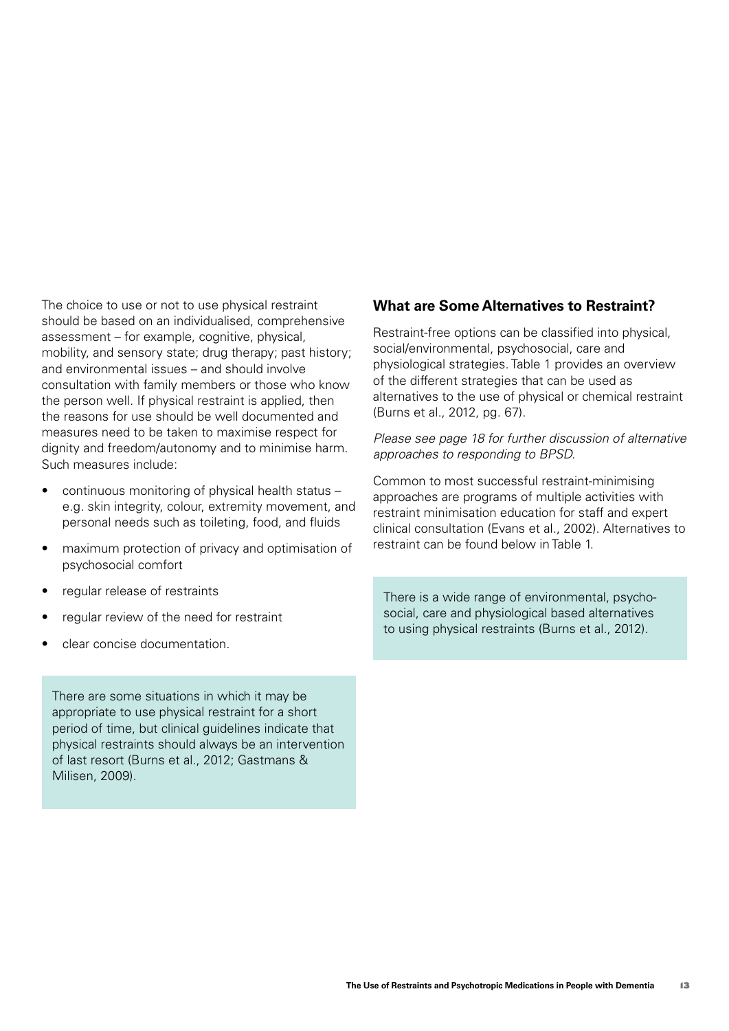The choice to use or not to use physical restraint should be based on an individualised, comprehensive assessment – for example, cognitive, physical, mobility, and sensory state; drug therapy; past history; and environmental issues – and should involve consultation with family members or those who know the person well. If physical restraint is applied, then the reasons for use should be well documented and measures need to be taken to maximise respect for dignity and freedom/autonomy and to minimise harm. Such measures include:

- continuous monitoring of physical health status – e.g. skin integrity, colour, extremity movement, and personal needs such as toileting, food, and fluids
- maximum protection of privacy and optimisation of psychosocial comfort
- regular release of restraints
- regular review of the need for restraint
- clear concise documentation.

> There are some situations in which it may be appropriate to use physical restraint for a short period of time, but clinical guidelines indicate that physical restraints should always be an intervention of last resort (Burns et al., 2012; Gastmans & Milisen, 2009).

## What are Some Alternatives to Restraint?

Restraint-free options can be classified into physical, social/environmental, psychosocial, care and physiological strategies. Table 1 provides an overview of the different strategies that can be used as alternatives to the use of physical or chemical restraint (Burns et al., 2012, pg. 67).

*Please see page 18 for further discussion of alternative approaches to responding to BPSD.*

Common to most successful restraint-minimising approaches are programs of multiple activities with restraint minimisation education for staff and expert clinical consultation (Evans et al., 2002). Alternatives to restraint can be found below in Table 1.

> There is a wide range of environmental, psycho-social, care and physiological based alternatives to using physical restraints (Burns et al., 2012).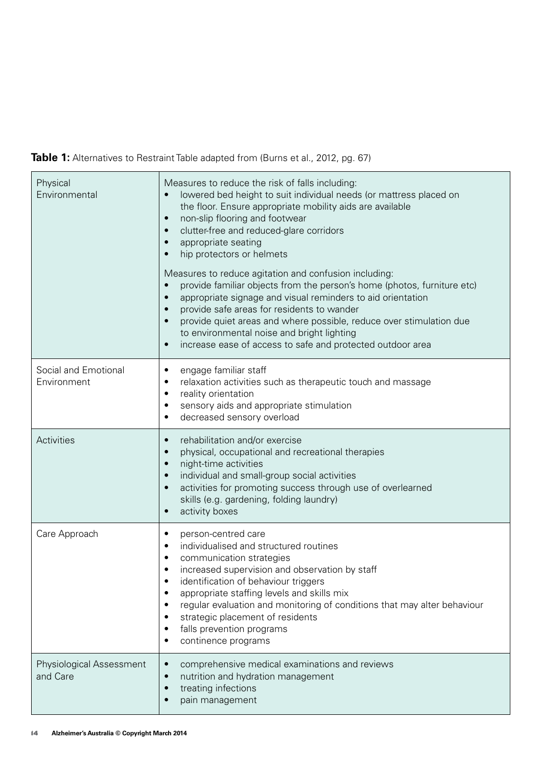**Table 1:** Alternatives to Restraint Table adapted from (Burns et al., 2012, pg. 67)

| | |
|---|---|
| Physical Environmental | Measures to reduce the risk of falls including:<br>• lowered bed height to suit individual needs (or mattress placed on the floor. Ensure appropriate mobility aids are available<br>• non-slip flooring and footwear<br>• clutter-free and reduced-glare corridors<br>• appropriate seating<br>• hip protectors or helmets<br><br>Measures to reduce agitation and confusion including:<br>• provide familiar objects from the person's home (photos, furniture etc)<br>• appropriate signage and visual reminders to aid orientation<br>• provide safe areas for residents to wander<br>• provide quiet areas and where possible, reduce over stimulation due to environmental noise and bright lighting<br>• increase ease of access to safe and protected outdoor area |
| Social and Emotional Environment | • engage familiar staff<br>• relaxation activities such as therapeutic touch and massage<br>• reality orientation<br>• sensory aids and appropriate stimulation<br>• decreased sensory overload |
| Activities | • rehabilitation and/or exercise<br>• physical, occupational and recreational therapies<br>• night-time activities<br>• individual and small-group social activities<br>• activities for promoting success through use of overlearned skills (e.g. gardening, folding laundry)<br>• activity boxes |
| Care Approach | • person-centred care<br>• individualised and structured routines<br>• communication strategies<br>• increased supervision and observation by staff<br>• identification of behaviour triggers<br>• appropriate staffing levels and skills mix<br>• regular evaluation and monitoring of conditions that may alter behaviour<br>• strategic placement of residents<br>• falls prevention programs<br>• continence programs |
| Physiological Assessment and Care | • comprehensive medical examinations and reviews<br>• nutrition and hydration management<br>• treating infections<br>• pain management |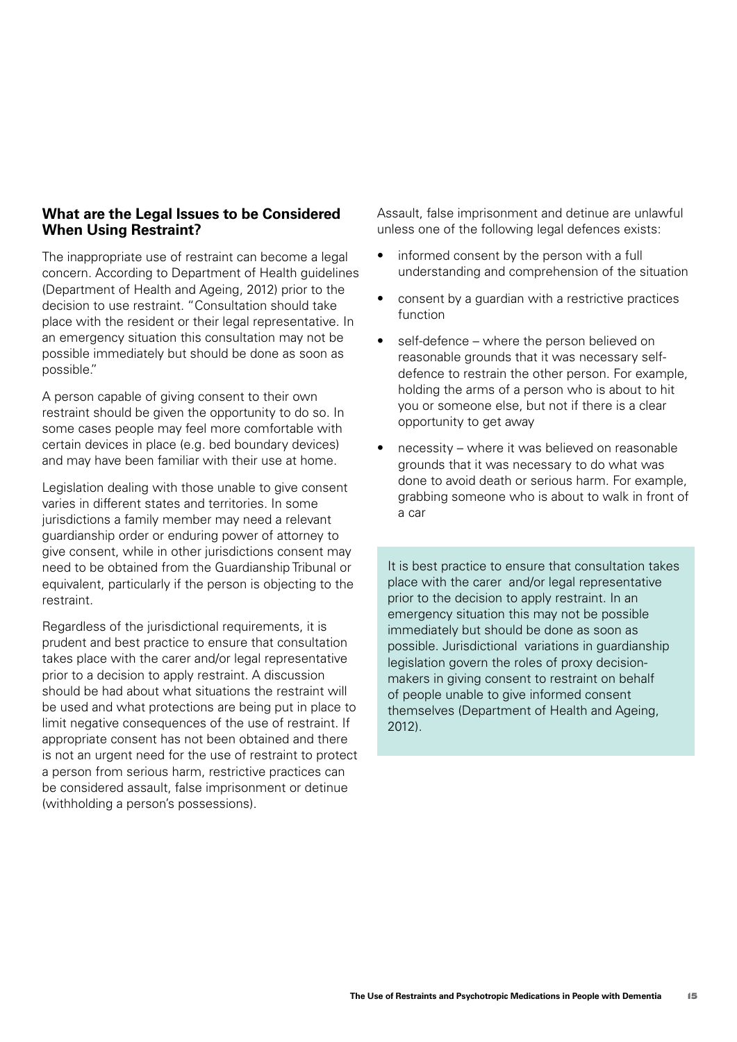## What are the Legal Issues to be Considered When Using Restraint?

The inappropriate use of restraint can become a legal concern. According to Department of Health guidelines (Department of Health and Ageing, 2012) prior to the decision to use restraint. "Consultation should take place with the resident or their legal representative. In an emergency situation this consultation may not be possible immediately but should be done as soon as possible."

A person capable of giving consent to their own restraint should be given the opportunity to do so. In some cases people may feel more comfortable with certain devices in place (e.g. bed boundary devices) and may have been familiar with their use at home.

Legislation dealing with those unable to give consent varies in different states and territories. In some jurisdictions a family member may need a relevant guardianship order or enduring power of attorney to give consent, while in other jurisdictions consent may need to be obtained from the Guardianship Tribunal or equivalent, particularly if the person is objecting to the restraint.

Regardless of the jurisdictional requirements, it is prudent and best practice to ensure that consultation takes place with the carer and/or legal representative prior to a decision to apply restraint. A discussion should be had about what situations the restraint will be used and what protections are being put in place to limit negative consequences of the use of restraint. If appropriate consent has not been obtained and there is not an urgent need for the use of restraint to protect a person from serious harm, restrictive practices can be considered assault, false imprisonment or detinue (withholding a person's possessions).

Assault, false imprisonment and detinue are unlawful unless one of the following legal defences exists:

- informed consent by the person with a full understanding and comprehension of the situation
- consent by a guardian with a restrictive practices function
- self-defence – where the person believed on reasonable grounds that it was necessary self-defence to restrain the other person. For example, holding the arms of a person who is about to hit you or someone else, but not if there is a clear opportunity to get away
- necessity – where it was believed on reasonable grounds that it was necessary to do what was done to avoid death or serious harm. For example, grabbing someone who is about to walk in front of a car

It is best practice to ensure that consultation takes place with the carer and/or legal representative prior to the decision to apply restraint. In an emergency situation this may not be possible immediately but should be done as soon as possible. Jurisdictional variations in guardianship legislation govern the roles of proxy decision-makers in giving consent to restraint on behalf of people unable to give informed consent themselves (Department of Health and Ageing, 2012).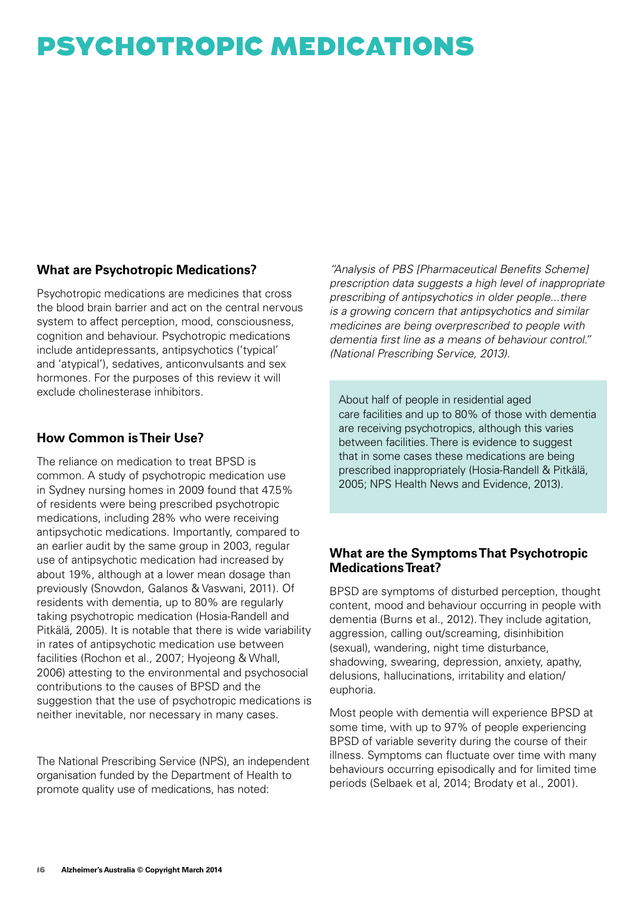# PSYCHOTROPIC MEDICATIONS

## What are Psychotropic Medications?

Psychotropic medications are medicines that cross the blood brain barrier and act on the central nervous system to affect perception, mood, consciousness, cognition and behaviour. Psychotropic medications include antidepressants, antipsychotics ('typical' and 'atypical'), sedatives, anticonvulsants and sex hormones. For the purposes of this review it will exclude cholinesterase inhibitors.

## How Common is Their Use?

The reliance on medication to treat BPSD is common. A study of psychotropic medication use in Sydney nursing homes in 2009 found that 47.5% of residents were being prescribed psychotropic medications, including 28% who were receiving antipsychotic medications. Importantly, compared to an earlier audit by the same group in 2003, regular use of antipsychotic medication had increased by about 19%, although at a lower mean dosage than previously (Snowdon, Galanos & Vaswani, 2011). Of residents with dementia, up to 80% are regularly taking psychotropic medication (Hosia-Randell and Pitkälä, 2005). It is notable that there is wide variability in rates of antipsychotic medication use between facilities (Rochon et al., 2007; Hyojeong & Whall, 2006) attesting to the environmental and psychosocial contributions to the causes of BPSD and the suggestion that the use of psychotropic medications is neither inevitable, nor necessary in many cases.

The National Prescribing Service (NPS), an independent organisation funded by the Department of Health to promote quality use of medications, has noted:

*"Analysis of PBS [Pharmaceutical Benefits Scheme] prescription data suggests a high level of inappropriate prescribing of antipsychotics in older people...there is a growing concern that antipsychotics and similar medicines are being overprescribed to people with dementia first line as a means of behaviour control." (National Prescribing Service, 2013).*

> About half of people in residential aged care facilities and up to 80% of those with dementia are receiving psychotropics, although this varies between facilities. There is evidence to suggest that in some cases these medications are being prescribed inappropriately (Hosia-Randell & Pitkälä, 2005; NPS Health News and Evidence, 2013).

## What are the Symptoms That Psychotropic Medications Treat?

BPSD are symptoms of disturbed perception, thought content, mood and behaviour occurring in people with dementia (Burns et al., 2012). They include agitation, aggression, calling out/screaming, disinhibition (sexual), wandering, night time disturbance, shadowing, swearing, depression, anxiety, apathy, delusions, hallucinations, irritability and elation/euphoria.

Most people with dementia will experience BPSD at some time, with up to 97% of people experiencing BPSD of variable severity during the course of their illness. Symptoms can fluctuate over time with many behaviours occurring episodically and for limited time periods (Selbaek et al, 2014; Brodaty et al., 2001).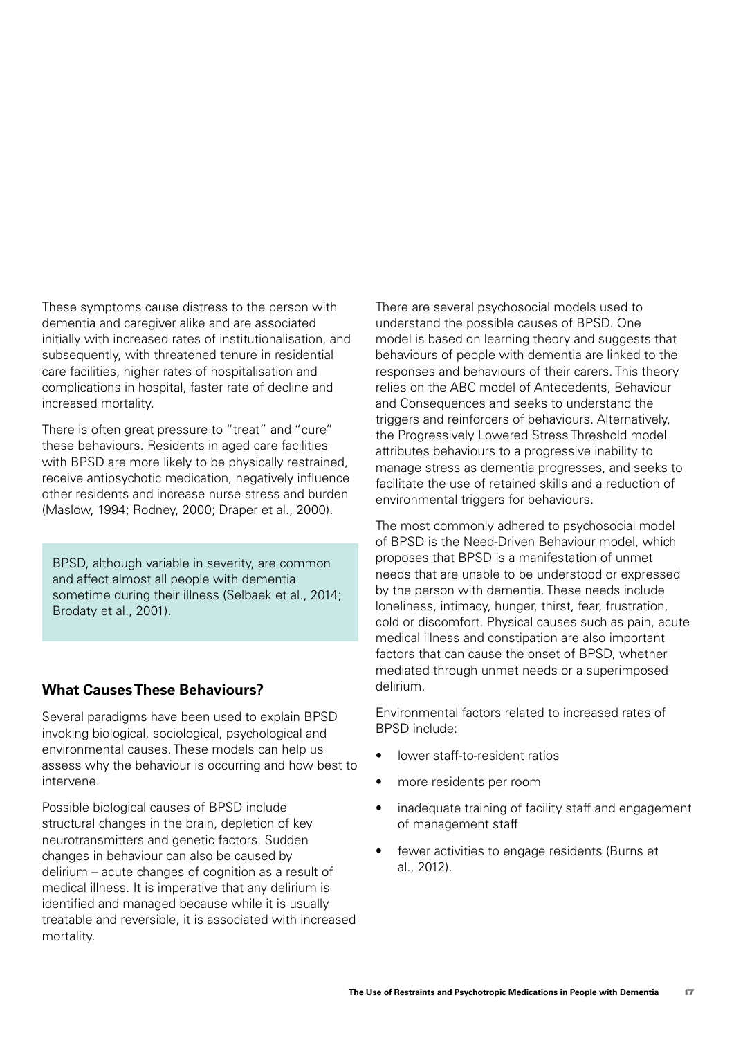These symptoms cause distress to the person with dementia and caregiver alike and are associated initially with increased rates of institutionalisation, and subsequently, with threatened tenure in residential care facilities, higher rates of hospitalisation and complications in hospital, faster rate of decline and increased mortality.

There is often great pressure to "treat" and "cure" these behaviours. Residents in aged care facilities with BPSD are more likely to be physically restrained, receive antipsychotic medication, negatively influence other residents and increase nurse stress and burden (Maslow, 1994; Rodney, 2000; Draper et al., 2000).

> BPSD, although variable in severity, are common and affect almost all people with dementia sometime during their illness (Selbaek et al., 2014; Brodaty et al., 2001).

## What Causes These Behaviours?

Several paradigms have been used to explain BPSD invoking biological, sociological, psychological and environmental causes. These models can help us assess why the behaviour is occurring and how best to intervene.

Possible biological causes of BPSD include structural changes in the brain, depletion of key neurotransmitters and genetic factors. Sudden changes in behaviour can also be caused by delirium – acute changes of cognition as a result of medical illness. It is imperative that any delirium is identified and managed because while it is usually treatable and reversible, it is associated with increased mortality.

There are several psychosocial models used to understand the possible causes of BPSD. One model is based on learning theory and suggests that behaviours of people with dementia are linked to the responses and behaviours of their carers. This theory relies on the ABC model of Antecedents, Behaviour and Consequences and seeks to understand the triggers and reinforcers of behaviours. Alternatively, the Progressively Lowered Stress Threshold model attributes behaviours to a progressive inability to manage stress as dementia progresses, and seeks to facilitate the use of retained skills and a reduction of environmental triggers for behaviours.

The most commonly adhered to psychosocial model of BPSD is the Need-Driven Behaviour model, which proposes that BPSD is a manifestation of unmet needs that are unable to be understood or expressed by the person with dementia. These needs include loneliness, intimacy, hunger, thirst, fear, frustration, cold or discomfort. Physical causes such as pain, acute medical illness and constipation are also important factors that can cause the onset of BPSD, whether mediated through unmet needs or a superimposed delirium.

Environmental factors related to increased rates of BPSD include:

- lower staff-to-resident ratios
- more residents per room
- inadequate training of facility staff and engagement of management staff
- fewer activities to engage residents (Burns et al., 2012).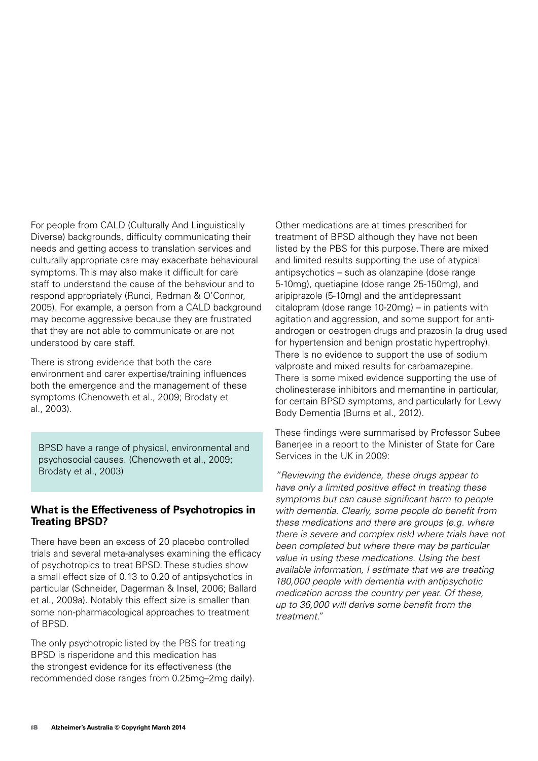For people from CALD (Culturally And Linguistically Diverse) backgrounds, difficulty communicating their needs and getting access to translation services and culturally appropriate care may exacerbate behavioural symptoms. This may also make it difficult for care staff to understand the cause of the behaviour and to respond appropriately (Runci, Redman & O'Connor, 2005). For example, a person from a CALD background may become aggressive because they are frustrated that they are not able to communicate or are not understood by care staff.

There is strong evidence that both the care environment and carer expertise/training influences both the emergence and the management of these symptoms (Chenoweth et al., 2009; Brodaty et al., 2003).

> BPSD have a range of physical, environmental and psychosocial causes. (Chenoweth et al., 2009; Brodaty et al., 2003)

### What is the Effectiveness of Psychotropics in Treating BPSD?

There have been an excess of 20 placebo controlled trials and several meta-analyses examining the efficacy of psychotropics to treat BPSD. These studies show a small effect size of 0.13 to 0.20 of antipsychotics in particular (Schneider, Dagerman & Insel, 2006; Ballard et al., 2009a). Notably this effect size is smaller than some non-pharmacological approaches to treatment of BPSD.

The only psychotropic listed by the PBS for treating BPSD is risperidone and this medication has the strongest evidence for its effectiveness (the recommended dose ranges from 0.25mg–2mg daily).

Other medications are at times prescribed for treatment of BPSD although they have not been listed by the PBS for this purpose. There are mixed and limited results supporting the use of atypical antipsychotics – such as olanzapine (dose range 5-10mg), quetiapine (dose range 25-150mg), and aripiprazole (5-10mg) and the antidepressant citalopram (dose range 10-20mg) – in patients with agitation and aggression, and some support for anti-androgen or oestrogen drugs and prazosin (a drug used for hypertension and benign prostatic hypertrophy). There is no evidence to support the use of sodium valproate and mixed results for carbamazepine. There is some mixed evidence supporting the use of cholinesterase inhibitors and memantine in particular, for certain BPSD symptoms, and particularly for Lewy Body Dementia (Burns et al., 2012).

These findings were summarised by Professor Subee Banerjee in a report to the Minister of State for Care Services in the UK in 2009:

*"Reviewing the evidence, these drugs appear to have only a limited positive effect in treating these symptoms but can cause significant harm to people with dementia. Clearly, some people do benefit from these medications and there are groups (e.g. where there is severe and complex risk) where trials have not been completed but where there may be particular value in using these medications. Using the best available information, I estimate that we are treating 180,000 people with dementia with antipsychotic medication across the country per year. Of these, up to 36,000 will derive some benefit from the treatment."*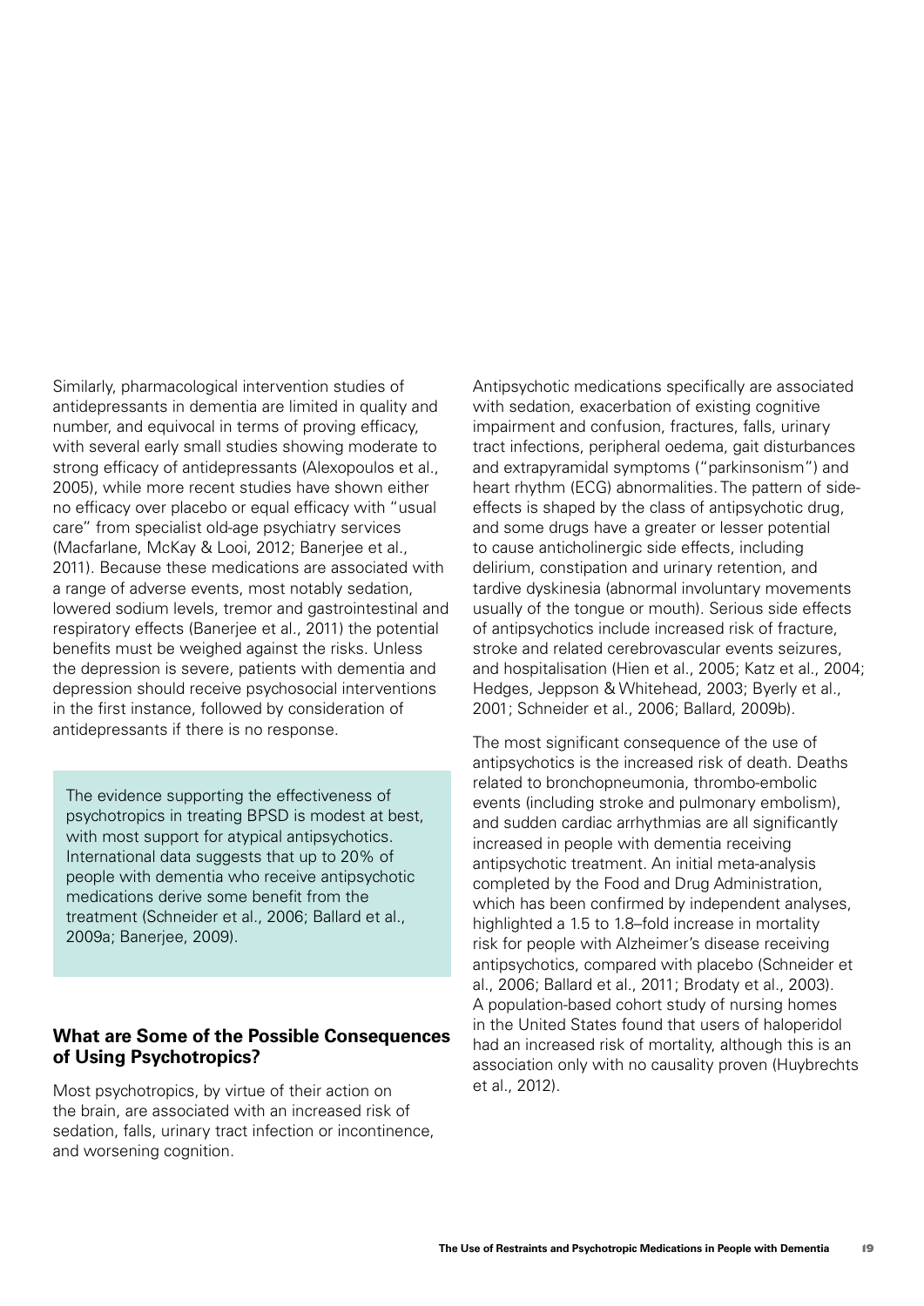Similarly, pharmacological intervention studies of antidepressants in dementia are limited in quality and number, and equivocal in terms of proving efficacy, with several early small studies showing moderate to strong efficacy of antidepressants (Alexopoulos et al., 2005), while more recent studies have shown either no efficacy over placebo or equal efficacy with "usual care" from specialist old-age psychiatry services (Macfarlane, McKay & Looi, 2012; Banerjee et al., 2011). Because these medications are associated with a range of adverse events, most notably sedation, lowered sodium levels, tremor and gastrointestinal and respiratory effects (Banerjee et al., 2011) the potential benefits must be weighed against the risks. Unless the depression is severe, patients with dementia and depression should receive psychosocial interventions in the first instance, followed by consideration of antidepressants if there is no response.

> The evidence supporting the effectiveness of psychotropics in treating BPSD is modest at best, with most support for atypical antipsychotics. International data suggests that up to 20% of people with dementia who receive antipsychotic medications derive some benefit from the treatment (Schneider et al., 2006; Ballard et al., 2009a; Banerjee, 2009).

### What are Some of the Possible Consequences of Using Psychotropics?

Most psychotropics, by virtue of their action on the brain, are associated with an increased risk of sedation, falls, urinary tract infection or incontinence, and worsening cognition.

Antipsychotic medications specifically are associated with sedation, exacerbation of existing cognitive impairment and confusion, fractures, falls, urinary tract infections, peripheral oedema, gait disturbances and extrapyramidal symptoms ("parkinsonism") and heart rhythm (ECG) abnormalities. The pattern of side-effects is shaped by the class of antipsychotic drug, and some drugs have a greater or lesser potential to cause anticholinergic side effects, including delirium, constipation and urinary retention, and tardive dyskinesia (abnormal involuntary movements usually of the tongue or mouth). Serious side effects of antipsychotics include increased risk of fracture, stroke and related cerebrovascular events seizures, and hospitalisation (Hien et al., 2005; Katz et al., 2004; Hedges, Jeppson & Whitehead, 2003; Byerly et al., 2001; Schneider et al., 2006; Ballard, 2009b).

The most significant consequence of the use of antipsychotics is the increased risk of death. Deaths related to bronchopneumonia, thrombo-embolic events (including stroke and pulmonary embolism), and sudden cardiac arrhythmias are all significantly increased in people with dementia receiving antipsychotic treatment. An initial meta-analysis completed by the Food and Drug Administration, which has been confirmed by independent analyses, highlighted a 1.5 to 1.8–fold increase in mortality risk for people with Alzheimer's disease receiving antipsychotics, compared with placebo (Schneider et al., 2006; Ballard et al., 2011; Brodaty et al., 2003). A population-based cohort study of nursing homes in the United States found that users of haloperidol had an increased risk of mortality, although this is an association only with no causality proven (Huybrechts et al., 2012).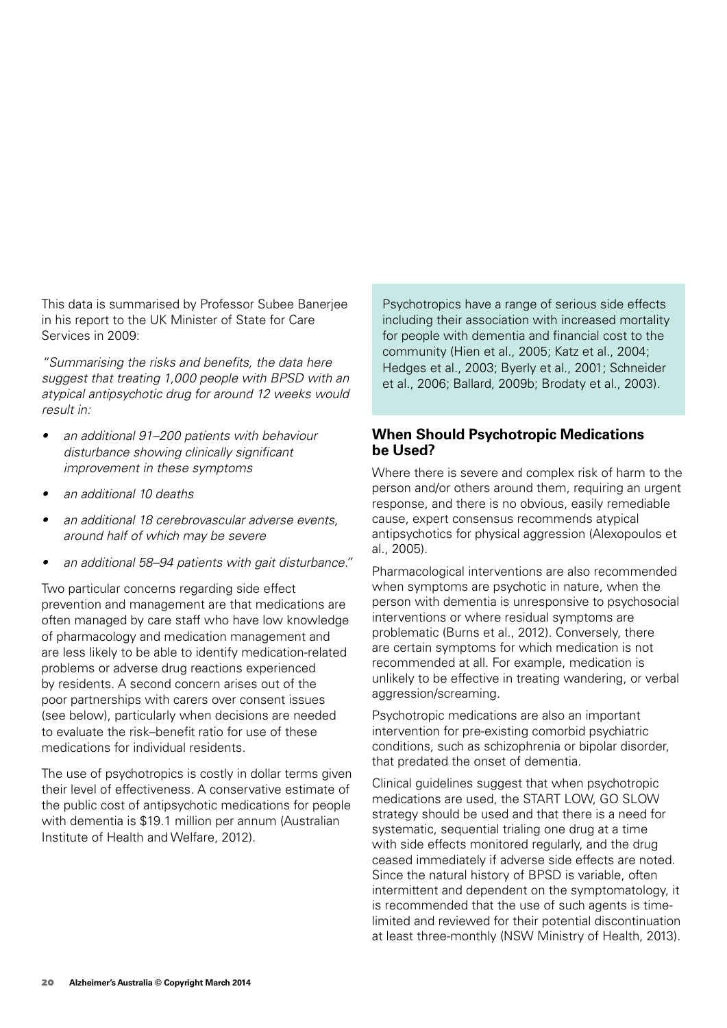This data is summarised by Professor Subee Banerjee in his report to the UK Minister of State for Care Services in 2009:

*"Summarising the risks and benefits, the data here suggest that treating 1,000 people with BPSD with an atypical antipsychotic drug for around 12 weeks would result in:*

- *an additional 91–200 patients with behaviour disturbance showing clinically significant improvement in these symptoms*
- *an additional 10 deaths*
- *an additional 18 cerebrovascular adverse events, around half of which may be severe*
- *an additional 58–94 patients with gait disturbance."*

Two particular concerns regarding side effect prevention and management are that medications are often managed by care staff who have low knowledge of pharmacology and medication management and are less likely to be able to identify medication-related problems or adverse drug reactions experienced by residents. A second concern arises out of the poor partnerships with carers over consent issues (see below), particularly when decisions are needed to evaluate the risk–benefit ratio for use of these medications for individual residents.

The use of psychotropics is costly in dollar terms given their level of effectiveness. A conservative estimate of the public cost of antipsychotic medications for people with dementia is $19.1 million per annum (Australian Institute of Health and Welfare, 2012).

Psychotropics have a range of serious side effects including their association with increased mortality for people with dementia and financial cost to the community (Hien et al., 2005; Katz et al., 2004; Hedges et al., 2003; Byerly et al., 2001; Schneider et al., 2006; Ballard, 2009b; Brodaty et al., 2003).

## When Should Psychotropic Medications be Used?

Where there is severe and complex risk of harm to the person and/or others around them, requiring an urgent response, and there is no obvious, easily remediable cause, expert consensus recommends atypical antipsychotics for physical aggression (Alexopoulos et al., 2005).

Pharmacological interventions are also recommended when symptoms are psychotic in nature, when the person with dementia is unresponsive to psychosocial interventions or where residual symptoms are problematic (Burns et al., 2012). Conversely, there are certain symptoms for which medication is not recommended at all. For example, medication is unlikely to be effective in treating wandering, or verbal aggression/screaming.

Psychotropic medications are also an important intervention for pre-existing comorbid psychiatric conditions, such as schizophrenia or bipolar disorder, that predated the onset of dementia.

Clinical guidelines suggest that when psychotropic medications are used, the START LOW, GO SLOW strategy should be used and that there is a need for systematic, sequential trialing one drug at a time with side effects monitored regularly, and the drug ceased immediately if adverse side effects are noted. Since the natural history of BPSD is variable, often intermittent and dependent on the symptomatology, it is recommended that the use of such agents is time-limited and reviewed for their potential discontinuation at least three-monthly (NSW Ministry of Health, 2013).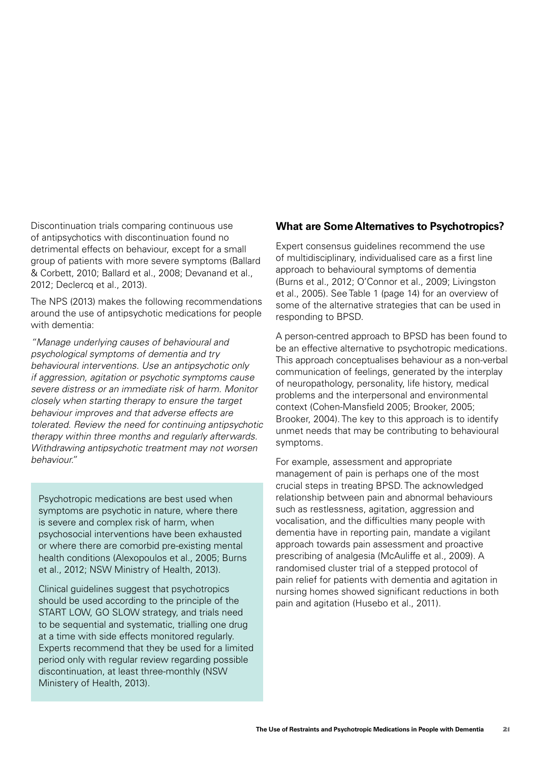Discontinuation trials comparing continuous use of antipsychotics with discontinuation found no detrimental effects on behaviour, except for a small group of patients with more severe symptoms (Ballard & Corbett, 2010; Ballard et al., 2008; Devanand et al., 2012; Declercq et al., 2013).

The NPS (2013) makes the following recommendations around the use of antipsychotic medications for people with dementia:

*"Manage underlying causes of behavioural and psychological symptoms of dementia and try behavioural interventions. Use an antipsychotic only if aggression, agitation or psychotic symptoms cause severe distress or an immediate risk of harm. Monitor closely when starting therapy to ensure the target behaviour improves and that adverse effects are tolerated. Review the need for continuing antipsychotic therapy within three months and regularly afterwards. Withdrawing antipsychotic treatment may not worsen behaviour."*

Psychotropic medications are best used when symptoms are psychotic in nature, where there is severe and complex risk of harm, when psychosocial interventions have been exhausted or where there are comorbid pre-existing mental health conditions (Alexopoulos et al., 2005; Burns et al., 2012; NSW Ministry of Health, 2013).

Clinical guidelines suggest that psychotropics should be used according to the principle of the START LOW, GO SLOW strategy, and trials need to be sequential and systematic, trialling one drug at a time with side effects monitored regularly. Experts recommend that they be used for a limited period only with regular review regarding possible discontinuation, at least three-monthly (NSW Ministery of Health, 2013).

## What are Some Alternatives to Psychotropics?

Expert consensus guidelines recommend the use of multidisciplinary, individualised care as a first line approach to behavioural symptoms of dementia (Burns et al., 2012; O'Connor et al., 2009; Livingston et al., 2005). See Table 1 (page 14) for an overview of some of the alternative strategies that can be used in responding to BPSD.

A person-centred approach to BPSD has been found to be an effective alternative to psychotropic medications. This approach conceptualises behaviour as a non-verbal communication of feelings, generated by the interplay of neuropathology, personality, life history, medical problems and the interpersonal and environmental context (Cohen-Mansfield 2005; Brooker, 2005; Brooker, 2004). The key to this approach is to identify unmet needs that may be contributing to behavioural symptoms.

For example, assessment and appropriate management of pain is perhaps one of the most crucial steps in treating BPSD. The acknowledged relationship between pain and abnormal behaviours such as restlessness, agitation, aggression and vocalisation, and the difficulties many people with dementia have in reporting pain, mandate a vigilant approach towards pain assessment and proactive prescribing of analgesia (McAuliffe et al., 2009). A randomised cluster trial of a stepped protocol of pain relief for patients with dementia and agitation in nursing homes showed significant reductions in both pain and agitation (Husebo et al., 2011).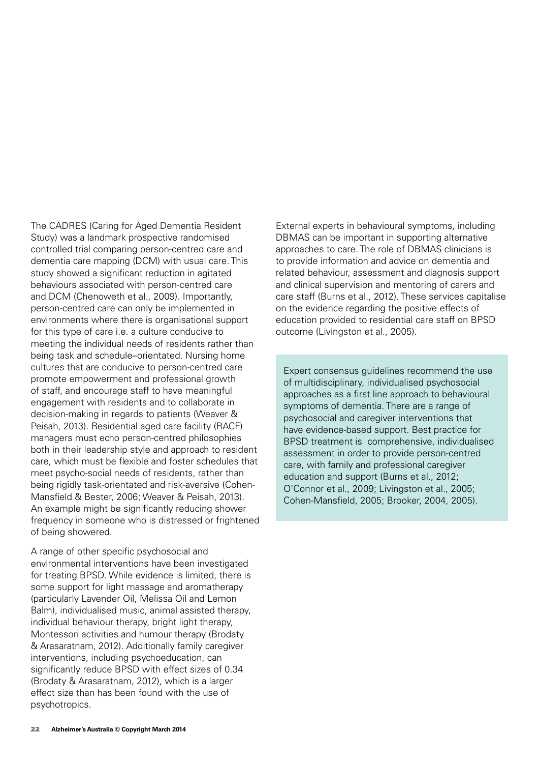The CADRES (Caring for Aged Dementia Resident Study) was a landmark prospective randomised controlled trial comparing person-centred care and dementia care mapping (DCM) with usual care. This study showed a significant reduction in agitated behaviours associated with person-centred care and DCM (Chenoweth et al., 2009). Importantly, person-centred care can only be implemented in environments where there is organisational support for this type of care i.e. a culture conducive to meeting the individual needs of residents rather than being task and schedule–orientated. Nursing home cultures that are conducive to person-centred care promote empowerment and professional growth of staff, and encourage staff to have meaningful engagement with residents and to collaborate in decision-making in regards to patients (Weaver & Peisah, 2013). Residential aged care facility (RACF) managers must echo person-centred philosophies both in their leadership style and approach to resident care, which must be flexible and foster schedules that meet psycho-social needs of residents, rather than being rigidly task-orientated and risk-aversive (Cohen-Mansfield & Bester, 2006; Weaver & Peisah, 2013). An example might be significantly reducing shower frequency in someone who is distressed or frightened of being showered.

A range of other specific psychosocial and environmental interventions have been investigated for treating BPSD. While evidence is limited, there is some support for light massage and aromatherapy (particularly Lavender Oil, Melissa Oil and Lemon Balm), individualised music, animal assisted therapy, individual behaviour therapy, bright light therapy, Montessori activities and humour therapy (Brodaty & Arasaratnam, 2012). Additionally family caregiver interventions, including psychoeducation, can significantly reduce BPSD with effect sizes of 0.34 (Brodaty & Arasaratnam, 2012), which is a larger effect size than has been found with the use of psychotropics.

External experts in behavioural symptoms, including DBMAS can be important in supporting alternative approaches to care. The role of DBMAS clinicians is to provide information and advice on dementia and related behaviour, assessment and diagnosis support and clinical supervision and mentoring of carers and care staff (Burns et al., 2012). These services capitalise on the evidence regarding the positive effects of education provided to residential care staff on BPSD outcome (Livingston et al., 2005).

> Expert consensus guidelines recommend the use of multidisciplinary, individualised psychosocial approaches as a first line approach to behavioural symptoms of dementia. There are a range of psychosocial and caregiver interventions that have evidence-based support. Best practice for BPSD treatment is comprehensive, individualised assessment in order to provide person-centred care, with family and professional caregiver education and support (Burns et al., 2012; O'Connor et al., 2009; Livingston et al., 2005; Cohen-Mansfield, 2005; Brooker, 2004, 2005).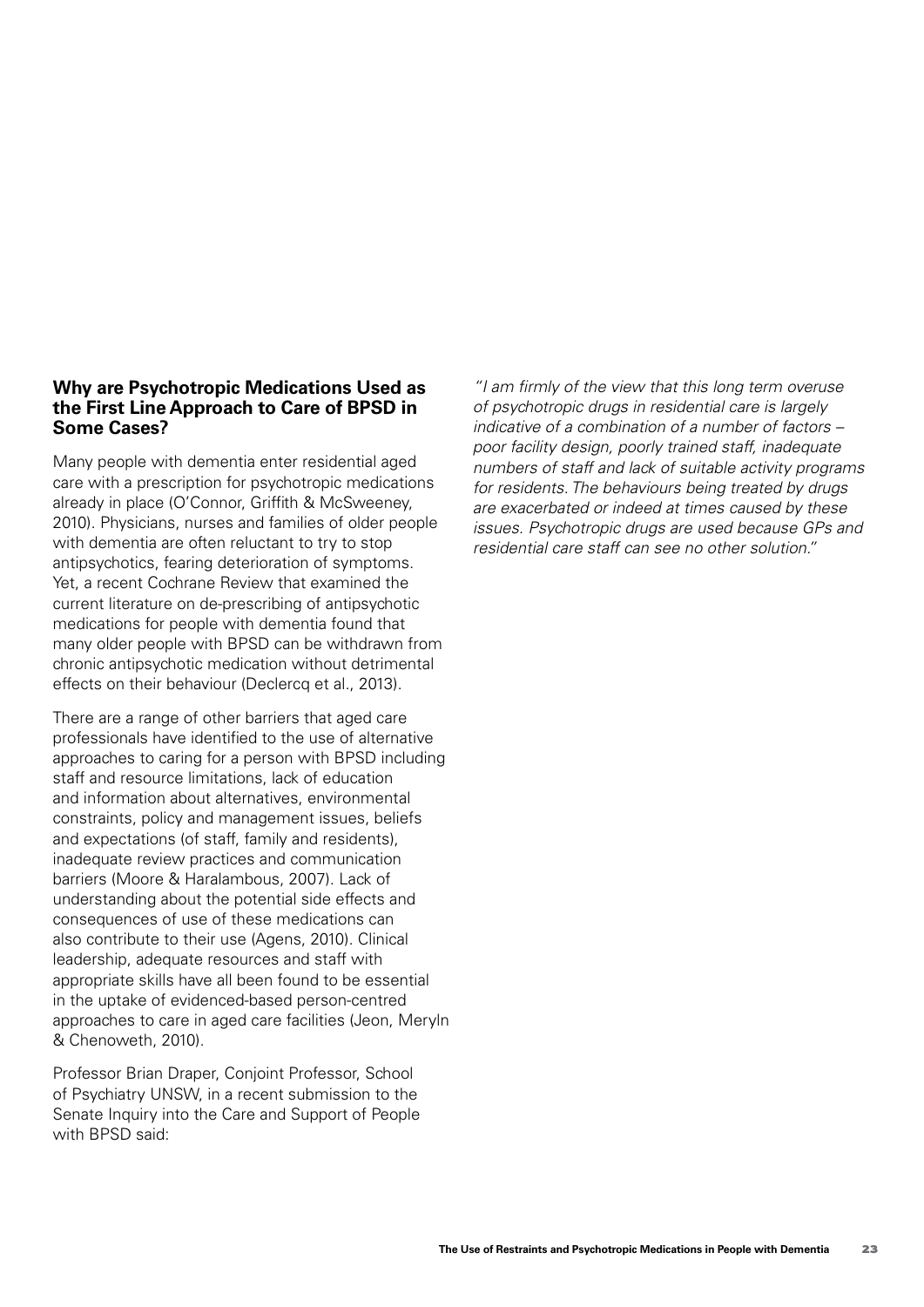## Why are Psychotropic Medications Used as the First Line Approach to Care of BPSD in Some Cases?

Many people with dementia enter residential aged care with a prescription for psychotropic medications already in place (O'Connor, Griffith & McSweeney, 2010). Physicians, nurses and families of older people with dementia are often reluctant to try to stop antipsychotics, fearing deterioration of symptoms. Yet, a recent Cochrane Review that examined the current literature on de-prescribing of antipsychotic medications for people with dementia found that many older people with BPSD can be withdrawn from chronic antipsychotic medication without detrimental effects on their behaviour (Declercq et al., 2013).

There are a range of other barriers that aged care professionals have identified to the use of alternative approaches to caring for a person with BPSD including staff and resource limitations, lack of education and information about alternatives, environmental constraints, policy and management issues, beliefs and expectations (of staff, family and residents), inadequate review practices and communication barriers (Moore & Haralambous, 2007). Lack of understanding about the potential side effects and consequences of use of these medications can also contribute to their use (Agens, 2010). Clinical leadership, adequate resources and staff with appropriate skills have all been found to be essential in the uptake of evidenced-based person-centred approaches to care in aged care facilities (Jeon, Meryln & Chenoweth, 2010).

Professor Brian Draper, Conjoint Professor, School of Psychiatry UNSW, in a recent submission to the Senate Inquiry into the Care and Support of People with BPSD said:

*"I am firmly of the view that this long term overuse of psychotropic drugs in residential care is largely indicative of a combination of a number of factors – poor facility design, poorly trained staff, inadequate numbers of staff and lack of suitable activity programs for residents. The behaviours being treated by drugs are exacerbated or indeed at times caused by these issues. Psychotropic drugs are used because GPs and residential care staff can see no other solution."*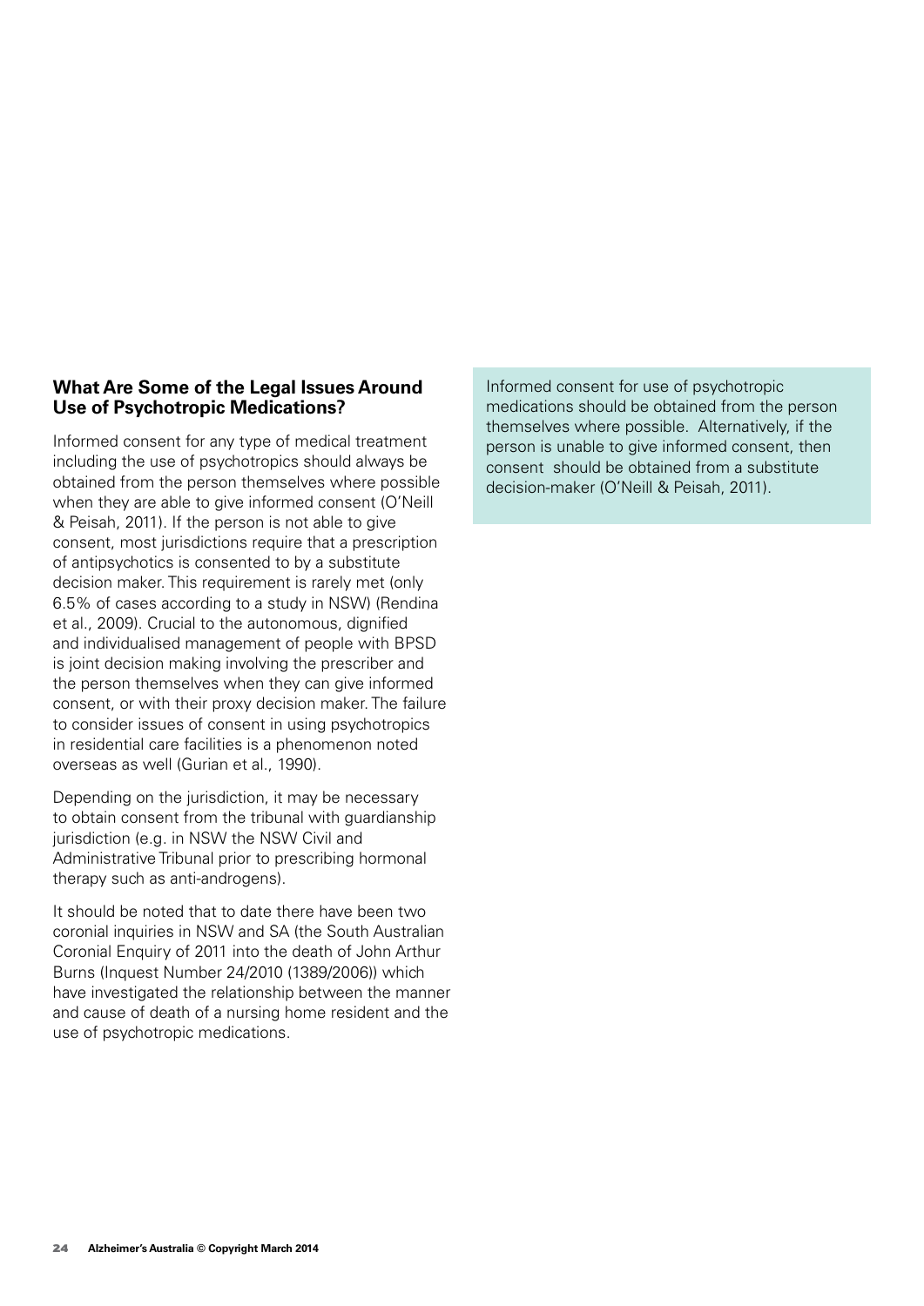## What Are Some of the Legal Issues Around Use of Psychotropic Medications?

Informed consent for any type of medical treatment including the use of psychotropics should always be obtained from the person themselves where possible when they are able to give informed consent (O'Neill & Peisah, 2011). If the person is not able to give consent, most jurisdictions require that a prescription of antipsychotics is consented to by a substitute decision maker. This requirement is rarely met (only 6.5% of cases according to a study in NSW) (Rendina et al., 2009). Crucial to the autonomous, dignified and individualised management of people with BPSD is joint decision making involving the prescriber and the person themselves when they can give informed consent, or with their proxy decision maker. The failure to consider issues of consent in using psychotropics in residential care facilities is a phenomenon noted overseas as well (Gurian et al., 1990).

Depending on the jurisdiction, it may be necessary to obtain consent from the tribunal with guardianship jurisdiction (e.g. in NSW the NSW Civil and Administrative Tribunal prior to prescribing hormonal therapy such as anti-androgens).

It should be noted that to date there have been two coronial inquiries in NSW and SA (the South Australian Coronial Enquiry of 2011 into the death of John Arthur Burns (Inquest Number 24/2010 (1389/2006)) which have investigated the relationship between the manner and cause of death of a nursing home resident and the use of psychotropic medications.

> Informed consent for use of psychotropic medications should be obtained from the person themselves where possible. Alternatively, if the person is unable to give informed consent, then consent should be obtained from a substitute decision-maker (O'Neill & Peisah, 2011).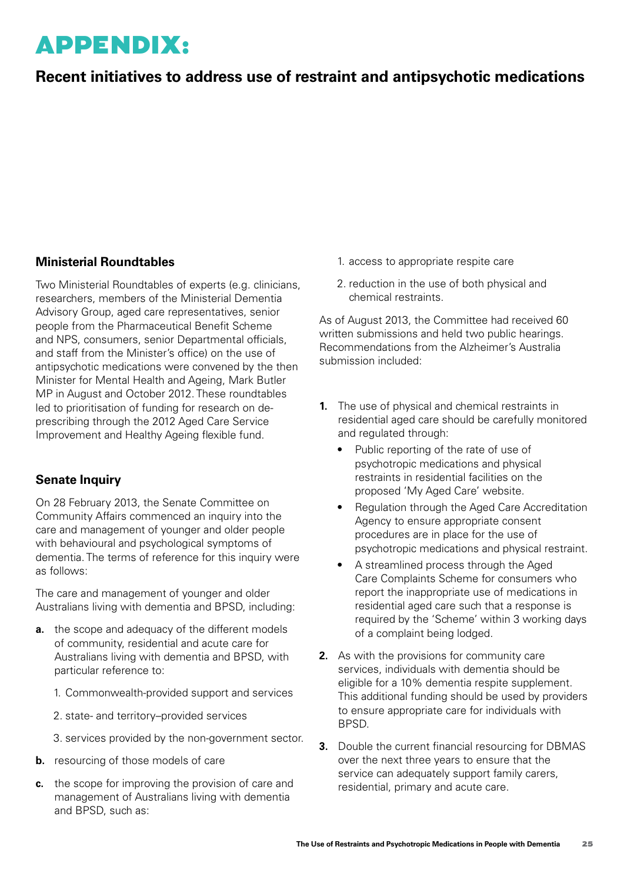# APPENDIX:

## Recent initiatives to address use of restraint and antipsychotic medications

### Ministerial Roundtables

Two Ministerial Roundtables of experts (e.g. clinicians, researchers, members of the Ministerial Dementia Advisory Group, aged care representatives, senior people from the Pharmaceutical Benefit Scheme and NPS, consumers, senior Departmental officials, and staff from the Minister's office) on the use of antipsychotic medications were convened by the then Minister for Mental Health and Ageing, Mark Butler MP in August and October 2012. These roundtables led to prioritisation of funding for research on de-prescribing through the 2012 Aged Care Service Improvement and Healthy Ageing flexible fund.

### Senate Inquiry

On 28 February 2013, the Senate Committee on Community Affairs commenced an inquiry into the care and management of younger and older people with behavioural and psychological symptoms of dementia. The terms of reference for this inquiry were as follows:

The care and management of younger and older Australians living with dementia and BPSD, including:

**a.** the scope and adequacy of the different models of community, residential and acute care for Australians living with dementia and BPSD, with particular reference to:

1. Commonwealth-provided support and services
2. state- and territory–provided services
3. services provided by the non-government sector.

**b.** resourcing of those models of care

**c.** the scope for improving the provision of care and management of Australians living with dementia and BPSD, such as:

1. access to appropriate respite care
2. reduction in the use of both physical and chemical restraints.

As of August 2013, the Committee had received 60 written submissions and held two public hearings. Recommendations from the Alzheimer's Australia submission included:

**1.** The use of physical and chemical restraints in residential aged care should be carefully monitored and regulated through:

- Public reporting of the rate of use of psychotropic medications and physical restraints in residential facilities on the proposed 'My Aged Care' website.
- Regulation through the Aged Care Accreditation Agency to ensure appropriate consent procedures are in place for the use of psychotropic medications and physical restraint.
- A streamlined process through the Aged Care Complaints Scheme for consumers who report the inappropriate use of medications in residential aged care such that a response is required by the 'Scheme' within 3 working days of a complaint being lodged.

**2.** As with the provisions for community care services, individuals with dementia should be eligible for a 10% dementia respite supplement. This additional funding should be used by providers to ensure appropriate care for individuals with BPSD.

**3.** Double the current financial resourcing for DBMAS over the next three years to ensure that the service can adequately support family carers, residential, primary and acute care.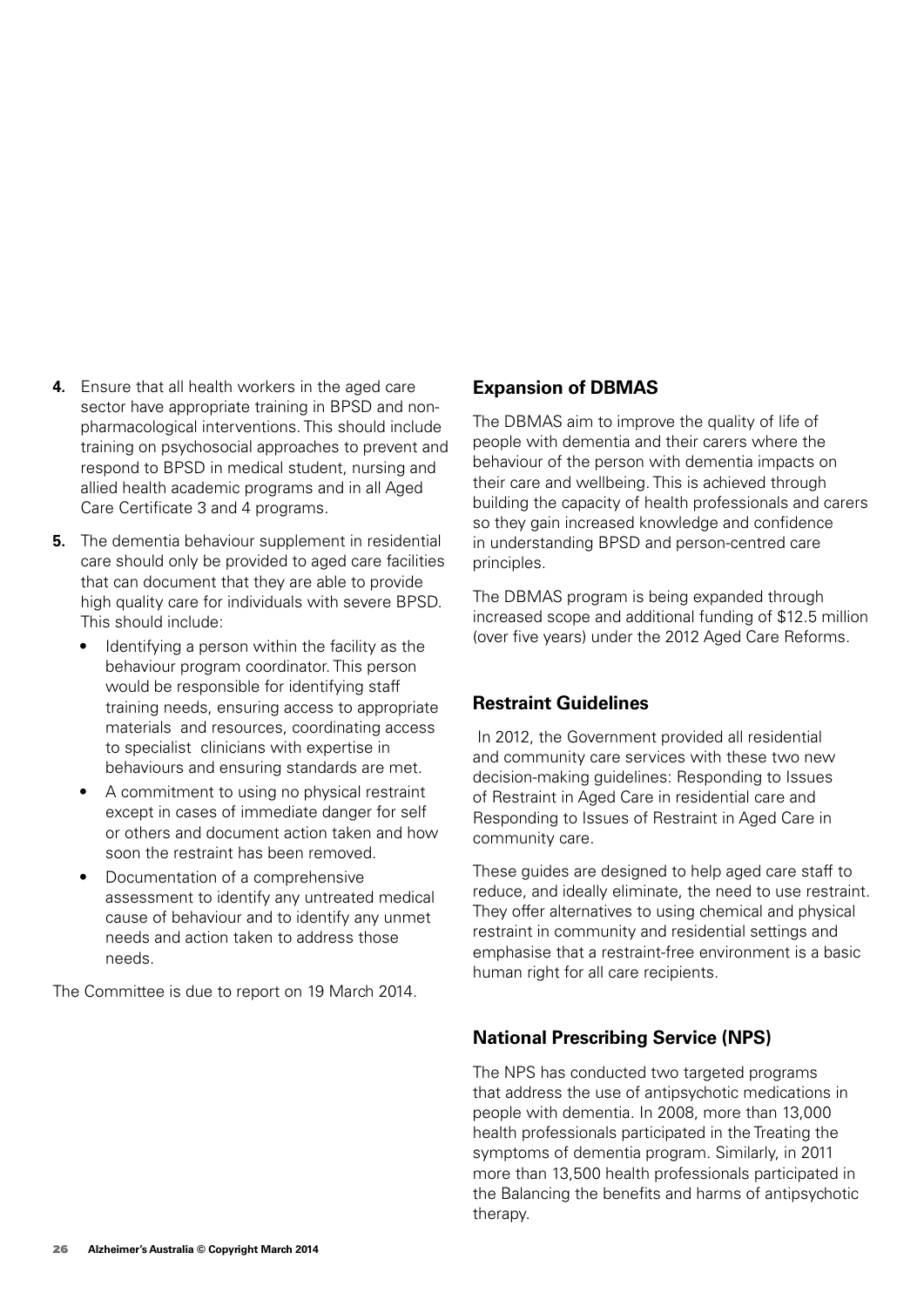4. Ensure that all health workers in the aged care sector have appropriate training in BPSD and non-pharmacological interventions. This should include training on psychosocial approaches to prevent and respond to BPSD in medical student, nursing and allied health academic programs and in all Aged Care Certificate 3 and 4 programs.

5. The dementia behaviour supplement in residential care should only be provided to aged care facilities that can document that they are able to provide high quality care for individuals with severe BPSD. This should include:
   - Identifying a person within the facility as the behaviour program coordinator. This person would be responsible for identifying staff training needs, ensuring access to appropriate materials and resources, coordinating access to specialist clinicians with expertise in behaviours and ensuring standards are met.
   - A commitment to using no physical restraint except in cases of immediate danger for self or others and document action taken and how soon the restraint has been removed.
   - Documentation of a comprehensive assessment to identify any untreated medical cause of behaviour and to identify any unmet needs and action taken to address those needs.

The Committee is due to report on 19 March 2014.

### Expansion of DBMAS

The DBMAS aim to improve the quality of life of people with dementia and their carers where the behaviour of the person with dementia impacts on their care and wellbeing. This is achieved through building the capacity of health professionals and carers so they gain increased knowledge and confidence in understanding BPSD and person-centred care principles.

The DBMAS program is being expanded through increased scope and additional funding of $12.5 million (over five years) under the 2012 Aged Care Reforms.

### Restraint Guidelines

In 2012, the Government provided all residential and community care services with these two new decision-making guidelines: Responding to Issues of Restraint in Aged Care in residential care and Responding to Issues of Restraint in Aged Care in community care.

These guides are designed to help aged care staff to reduce, and ideally eliminate, the need to use restraint. They offer alternatives to using chemical and physical restraint in community and residential settings and emphasise that a restraint-free environment is a basic human right for all care recipients.

### National Prescribing Service (NPS)

The NPS has conducted two targeted programs that address the use of antipsychotic medications in people with dementia. In 2008, more than 13,000 health professionals participated in the Treating the symptoms of dementia program. Similarly, in 2011 more than 13,500 health professionals participated in the Balancing the benefits and harms of antipsychotic therapy.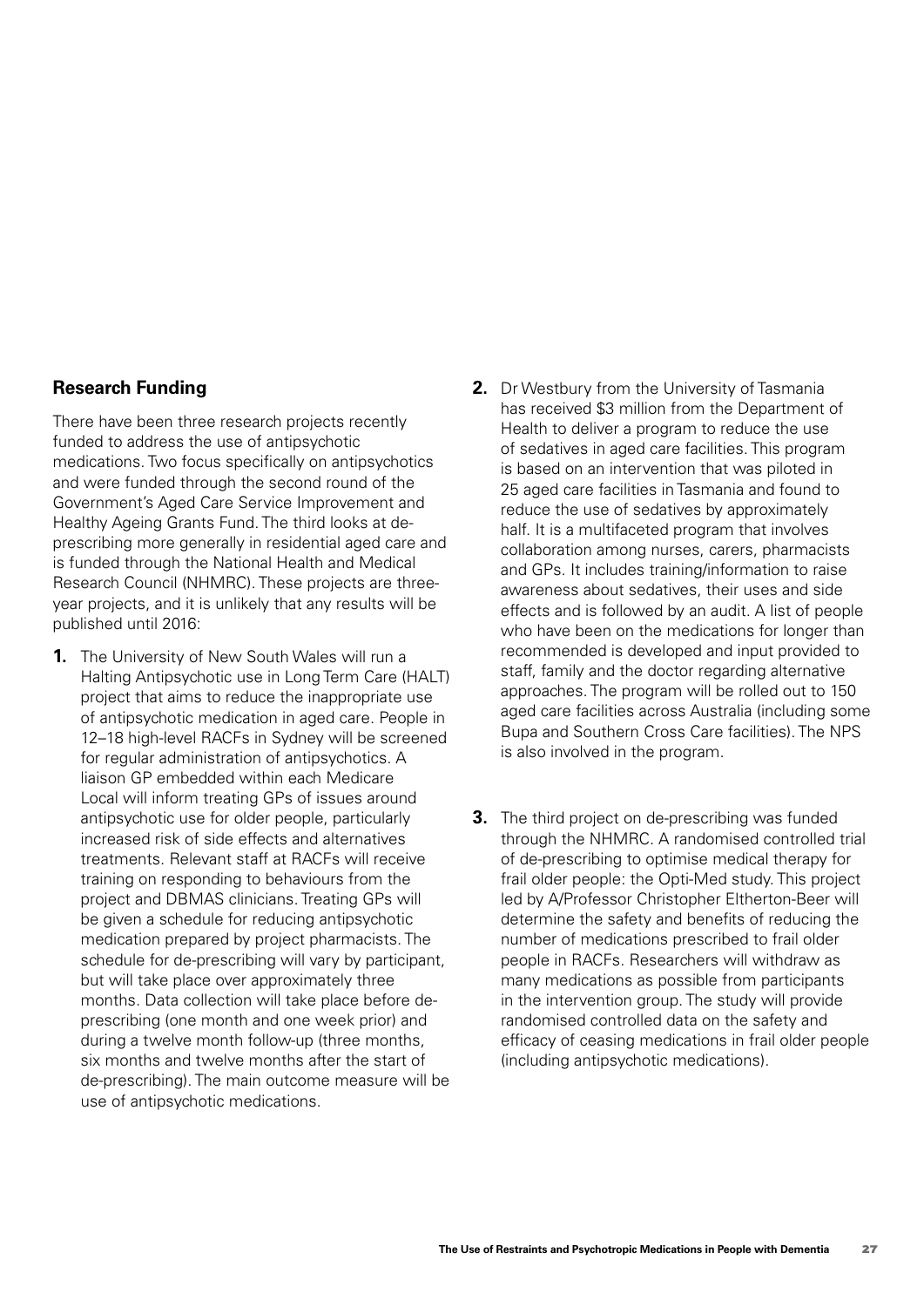## Research Funding

There have been three research projects recently funded to address the use of antipsychotic medications. Two focus specifically on antipsychotics and were funded through the second round of the Government's Aged Care Service Improvement and Healthy Ageing Grants Fund. The third looks at de-prescribing more generally in residential aged care and is funded through the National Health and Medical Research Council (NHMRC). These projects are three-year projects, and it is unlikely that any results will be published until 2016:

1. The University of New South Wales will run a Halting Antipsychotic use in Long Term Care (HALT) project that aims to reduce the inappropriate use of antipsychotic medication in aged care. People in 12–18 high-level RACFs in Sydney will be screened for regular administration of antipsychotics. A liaison GP embedded within each Medicare Local will inform treating GPs of issues around antipsychotic use for older people, particularly increased risk of side effects and alternatives treatments. Relevant staff at RACFs will receive training on responding to behaviours from the project and DBMAS clinicians. Treating GPs will be given a schedule for reducing antipsychotic medication prepared by project pharmacists. The schedule for de-prescribing will vary by participant, but will take place over approximately three months. Data collection will take place before de-prescribing (one month and one week prior) and during a twelve month follow-up (three months, six months and twelve months after the start of de-prescribing). The main outcome measure will be use of antipsychotic medications.

2. Dr Westbury from the University of Tasmania has received $3 million from the Department of Health to deliver a program to reduce the use of sedatives in aged care facilities. This program is based on an intervention that was piloted in 25 aged care facilities in Tasmania and found to reduce the use of sedatives by approximately half. It is a multifaceted program that involves collaboration among nurses, carers, pharmacists and GPs. It includes training/information to raise awareness about sedatives, their uses and side effects and is followed by an audit. A list of people who have been on the medications for longer than recommended is developed and input provided to staff, family and the doctor regarding alternative approaches. The program will be rolled out to 150 aged care facilities across Australia (including some Bupa and Southern Cross Care facilities). The NPS is also involved in the program.

3. The third project on de-prescribing was funded through the NHMRC. A randomised controlled trial of de-prescribing to optimise medical therapy for frail older people: the Opti-Med study. This project led by A/Professor Christopher Eltherton-Beer will determine the safety and benefits of reducing the number of medications prescribed to frail older people in RACFs. Researchers will withdraw as many medications as possible from participants in the intervention group. The study will provide randomised controlled data on the safety and efficacy of ceasing medications in frail older people (including antipsychotic medications).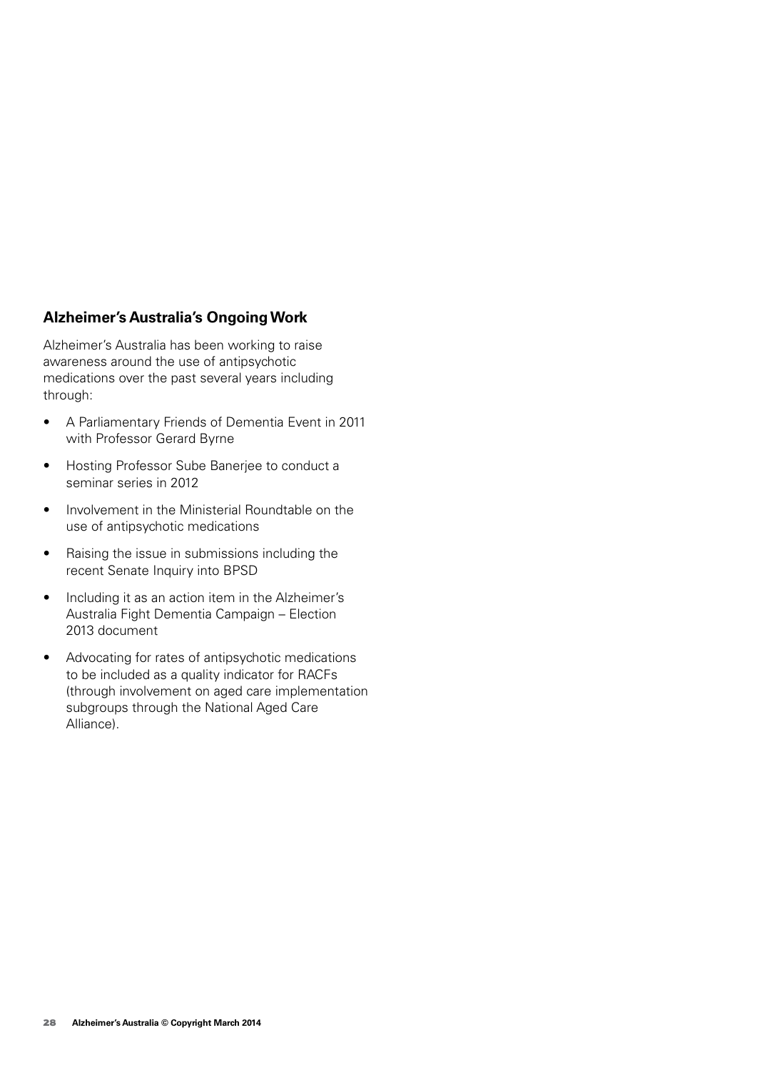## Alzheimer's Australia's Ongoing Work

Alzheimer's Australia has been working to raise awareness around the use of antipsychotic medications over the past several years including through:

- A Parliamentary Friends of Dementia Event in 2011 with Professor Gerard Byrne
- Hosting Professor Sube Banerjee to conduct a seminar series in 2012
- Involvement in the Ministerial Roundtable on the use of antipsychotic medications
- Raising the issue in submissions including the recent Senate Inquiry into BPSD
- Including it as an action item in the Alzheimer's Australia Fight Dementia Campaign – Election 2013 document
- Advocating for rates of antipsychotic medications to be included as a quality indicator for RACFs (through involvement on aged care implementation subgroups through the National Aged Care Alliance).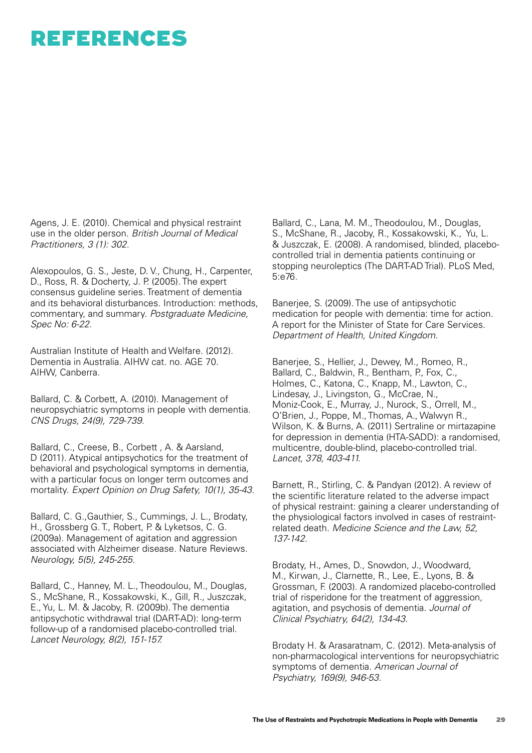# REFERENCES

Agens, J. E. (2010). Chemical and physical restraint use in the older person. *British Journal of Medical Practitioners, 3 (1): 302.*

Alexopoulos, G. S., Jeste, D. V., Chung, H., Carpenter, D., Ross, R. & Docherty, J. P. (2005). The expert consensus guideline series. Treatment of dementia and its behavioral disturbances. Introduction: methods, commentary, and summary. *Postgraduate Medicine, Spec No: 6-22.*

Australian Institute of Health and Welfare. (2012). Dementia in Australia. AIHW cat. no. AGE 70. AIHW, Canberra.

Ballard, C. & Corbett, A. (2010). Management of neuropsychiatric symptoms in people with dementia. *CNS Drugs, 24(9), 729-739.*

Ballard, C., Creese, B., Corbett , A. & Aarsland, D (2011). Atypical antipsychotics for the treatment of behavioral and psychological symptoms in dementia, with a particular focus on longer term outcomes and mortality. *Expert Opinion on Drug Safety, 10(1), 35-43.*

Ballard, C. G.,Gauthier, S., Cummings, J. L., Brodaty, H., Grossberg G. T., Robert, P. & Lyketsos, C. G. (2009a). Management of agitation and aggression associated with Alzheimer disease. Nature Reviews. *Neurology, 5(5), 245-255.*

Ballard, C., Hanney, M. L., Theodoulou, M., Douglas, S., McShane, R., Kossakowski, K., Gill, R., Juszczak, E., Yu, L. M. & Jacoby, R. (2009b). The dementia antipsychotic withdrawal trial (DART-AD): long-term follow-up of a randomised placebo-controlled trial. *Lancet Neurology, 8(2), 151-157.*

Ballard, C., Lana, M. M., Theodoulou, M., Douglas, S., McShane, R., Jacoby, R., Kossakowski, K., Yu, L. & Juszczak, E. (2008). A randomised, blinded, placebo-controlled trial in dementia patients continuing or stopping neuroleptics (The DART-AD Trial). PLoS Med, 5:e76.

Banerjee, S. (2009). The use of antipsychotic medication for people with dementia: time for action. A report for the Minister of State for Care Services. *Department of Health, United Kingdom.*

Banerjee, S., Hellier, J., Dewey, M., Romeo, R., Ballard, C., Baldwin, R., Bentham, P., Fox, C., Holmes, C., Katona, C., Knapp, M., Lawton, C., Lindesay, J., Livingston, G., McCrae, N., Moniz-Cook, E., Murray, J., Nurock, S., Orrell, M., O'Brien, J., Poppe, M., Thomas, A., Walwyn R., Wilson, K. & Burns, A. (2011) Sertraline or mirtazapine for depression in dementia (HTA-SADD): a randomised, multicentre, double-blind, placebo-controlled trial. *Lancet, 378, 403-411.*

Barnett, R., Stirling, C. & Pandyan (2012). A review of the scientific literature related to the adverse impact of physical restraint: gaining a clearer understanding of the physiological factors involved in cases of restraint-related death. *Medicine Science and the Law, 52, 137-142.*

Brodaty, H., Ames, D., Snowdon, J., Woodward, M., Kirwan, J., Clarnette, R., Lee, E., Lyons, B. & Grossman, F. (2003). A randomized placebo-controlled trial of risperidone for the treatment of aggression, agitation, and psychosis of dementia. *Journal of Clinical Psychiatry, 64(2), 134-43.*

Brodaty H. & Arasaratnam, C. (2012). Meta-analysis of non-pharmacological interventions for neuropsychiatric symptoms of dementia. *American Journal of Psychiatry, 169(9), 946-53.*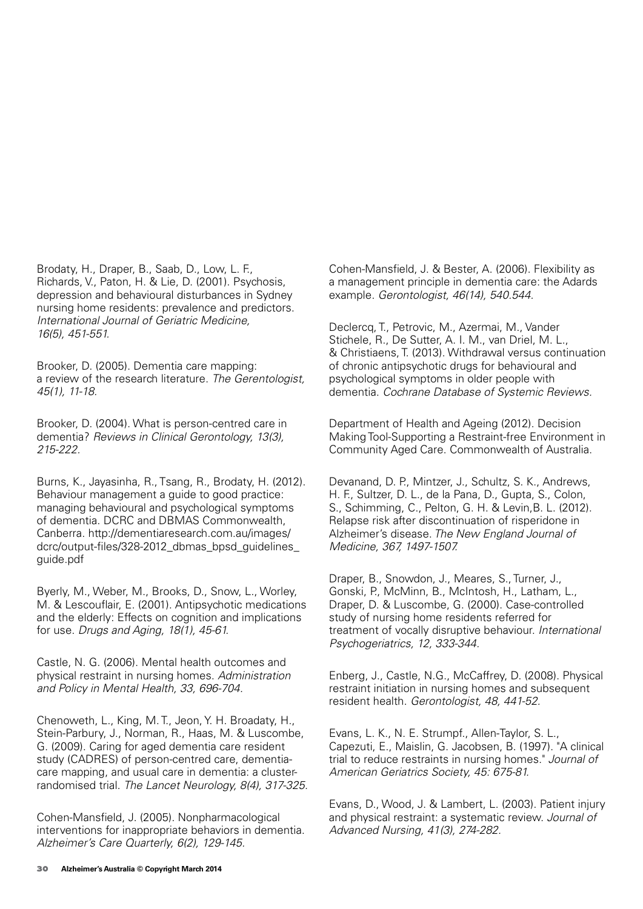Brodaty, H., Draper, B., Saab, D., Low, L. F., Richards, V., Paton, H. & Lie, D. (2001). Psychosis, depression and behavioural disturbances in Sydney nursing home residents: prevalence and predictors. *International Journal of Geriatric Medicine, 16(5), 451-551.*

Brooker, D. (2005). Dementia care mapping: a review of the research literature. *The Gerentologist, 45(1), 11-18.*

Brooker, D. (2004). What is person-centred care in dementia? *Reviews in Clinical Gerontology, 13(3), 215-222.*

Burns, K., Jayasinha, R., Tsang, R., Brodaty, H. (2012). Behaviour management a guide to good practice: managing behavioural and psychological symptoms of dementia. DCRC and DBMAS Commonwealth, Canberra. http://dementiaresearch.com.au/images/dcrc/output-files/328-2012_dbmas_bpsd_guidelines_guide.pdf

Byerly, M., Weber, M., Brooks, D., Snow, L., Worley, M. & Lescouflair, E. (2001). Antipsychotic medications and the elderly: Effects on cognition and implications for use. *Drugs and Aging, 18(1), 45-61.*

Castle, N. G. (2006). Mental health outcomes and physical restraint in nursing homes. *Administration and Policy in Mental Health, 33, 696-704.*

Chenoweth, L., King, M. T., Jeon, Y. H. Broadaty, H., Stein-Parbury, J., Norman, R., Haas, M. & Luscombe, G. (2009). Caring for aged dementia care resident study (CADRES) of person-centred care, dementia-care mapping, and usual care in dementia: a cluster-randomised trial. *The Lancet Neurology, 8(4), 317-325.*

Cohen-Mansfield, J. (2005). Nonpharmacological interventions for inappropriate behaviors in dementia. *Alzheimer's Care Quarterly, 6(2), 129-145.*

Cohen-Mansfield, J. & Bester, A. (2006). Flexibility as a management principle in dementia care: the Adards example. *Gerontologist, 46(14), 540.544.*

Declercq, T., Petrovic, M., Azermai, M., Vander Stichele, R., De Sutter, A. I. M., van Driel, M. L., & Christiaens, T. (2013). Withdrawal versus continuation of chronic antipsychotic drugs for behavioural and psychological symptoms in older people with dementia. *Cochrane Database of Systemic Reviews.*

Department of Health and Ageing (2012). Decision Making Tool-Supporting a Restraint-free Environment in Community Aged Care. Commonwealth of Australia.

Devanand, D. P., Mintzer, J., Schultz, S. K., Andrews, H. F., Sultzer, D. L., de la Pana, D., Gupta, S., Colon, S., Schimming, C., Pelton, G. H. & Levin,B. L. (2012). Relapse risk after discontinuation of risperidone in Alzheimer's disease. *The New England Journal of Medicine, 367, 1497-1507.*

Draper, B., Snowdon, J., Meares, S., Turner, J., Gonski, P., McMinn, B., McIntosh, H., Latham, L., Draper, D. & Luscombe, G. (2000). Case-controlled study of nursing home residents referred for treatment of vocally disruptive behaviour. *International Psychogeriatrics, 12, 333-344.*

Enberg, J., Castle, N.G., McCaffrey, D. (2008). Physical restraint initiation in nursing homes and subsequent resident health. *Gerontologist, 48, 441-52.*

Evans, L. K., N. E. Strumpf., Allen-Taylor, S. L., Capezuti, E., Maislin, G. Jacobsen, B. (1997). "A clinical trial to reduce restraints in nursing homes." *Journal of American Geriatrics Society, 45: 675-81.*

Evans, D., Wood, J. & Lambert, L. (2003). Patient injury and physical restraint: a systematic review. *Journal of Advanced Nursing, 41(3), 274-282.*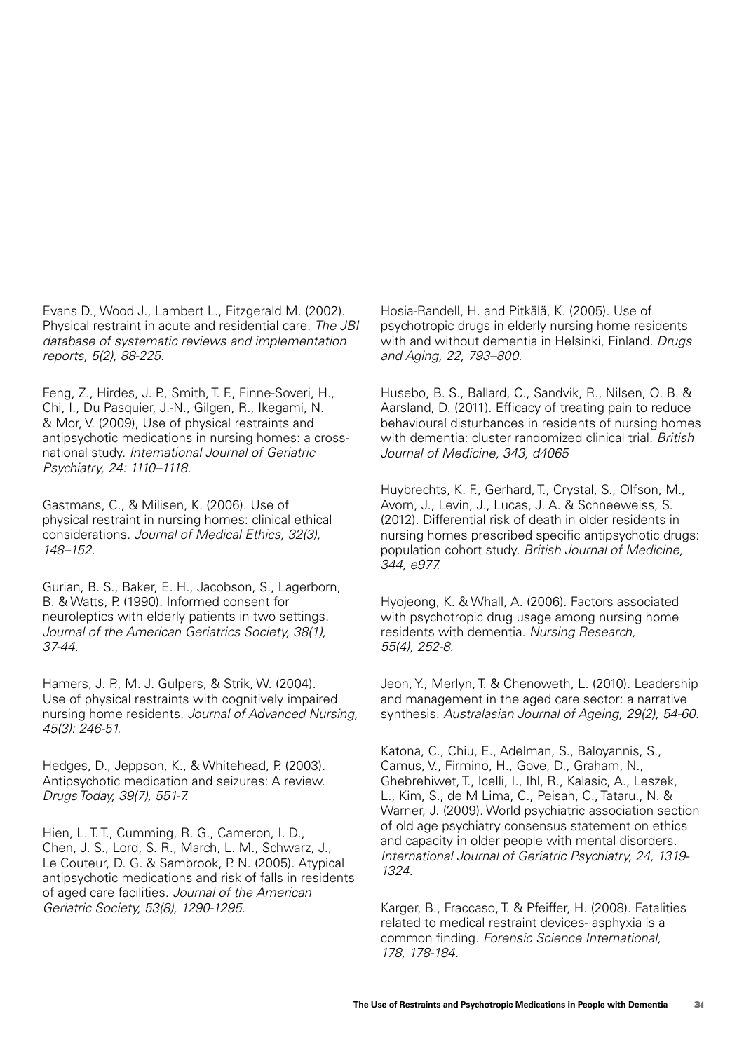Evans D., Wood J., Lambert L., Fitzgerald M. (2002). Physical restraint in acute and residential care. *The JBI database of systematic reviews and implementation reports, 5(2), 88-225.*

Feng, Z., Hirdes, J. P., Smith, T. F., Finne-Soveri, H., Chi, I., Du Pasquier, J.-N., Gilgen, R., Ikegami, N. & Mor, V. (2009), Use of physical restraints and antipsychotic medications in nursing homes: a cross-national study. *International Journal of Geriatric Psychiatry, 24: 1110–1118.*

Gastmans, C., & Milisen, K. (2006). Use of physical restraint in nursing homes: clinical ethical considerations. *Journal of Medical Ethics, 32(3), 148–152.*

Gurian, B. S., Baker, E. H., Jacobson, S., Lagerborn, B. & Watts, P. (1990). Informed consent for neuroleptics with elderly patients in two settings. *Journal of the American Geriatrics Society, 38(1), 37-44.*

Hamers, J. P., M. J. Gulpers, & Strik, W. (2004). Use of physical restraints with cognitively impaired nursing home residents. *Journal of Advanced Nursing, 45(3): 246-51.*

Hedges, D., Jeppson, K., & Whitehead, P. (2003). Antipsychotic medication and seizures: A review. *Drugs Today, 39(7), 551-7.*

Hien, L. T. T., Cumming, R. G., Cameron, I. D., Chen, J. S., Lord, S. R., March, L. M., Schwarz, J., Le Couteur, D. G. & Sambrook, P. N. (2005). Atypical antipsychotic medications and risk of falls in residents of aged care facilities. *Journal of the American Geriatric Society, 53(8), 1290-1295.*

Hosia-Randell, H. and Pitkälä, K. (2005). Use of psychotropic drugs in elderly nursing home residents with and without dementia in Helsinki, Finland. *Drugs and Aging, 22, 793–800.*

Husebo, B. S., Ballard, C., Sandvik, R., Nilsen, O. B. & Aarsland, D. (2011). Efficacy of treating pain to reduce behavioural disturbances in residents of nursing homes with dementia: cluster randomized clinical trial. *British Journal of Medicine, 343, d4065*

Huybrechts, K. F., Gerhard, T., Crystal, S., Olfson, M., Avorn, J., Levin, J., Lucas, J. A. & Schneeweiss, S. (2012). Differential risk of death in older residents in nursing homes prescribed specific antipsychotic drugs: population cohort study. *British Journal of Medicine, 344, e977.*

Hyojeong, K. & Whall, A. (2006). Factors associated with psychotropic drug usage among nursing home residents with dementia. *Nursing Research, 55(4), 252-8.*

Jeon, Y., Merlyn, T. & Chenoweth, L. (2010). Leadership and management in the aged care sector: a narrative synthesis. *Australasian Journal of Ageing, 29(2), 54-60.*

Katona, C., Chiu, E., Adelman, S., Baloyannis, S., Camus, V., Firmino, H., Gove, D., Graham, N., Ghebrehiwet, T., Icelli, I., Ihl, R., Kalasic, A., Leszek, L., Kim, S., de M Lima, C., Peisah, C., Tataru., N. & Warner, J. (2009). World psychiatric association section of old age psychiatry consensus statement on ethics and capacity in older people with mental disorders. *International Journal of Geriatric Psychiatry, 24, 1319-1324.*

Karger, B., Fraccaso, T. & Pfeiffer, H. (2008). Fatalities related to medical restraint devices- asphyxia is a common finding. *Forensic Science International, 178, 178-184.*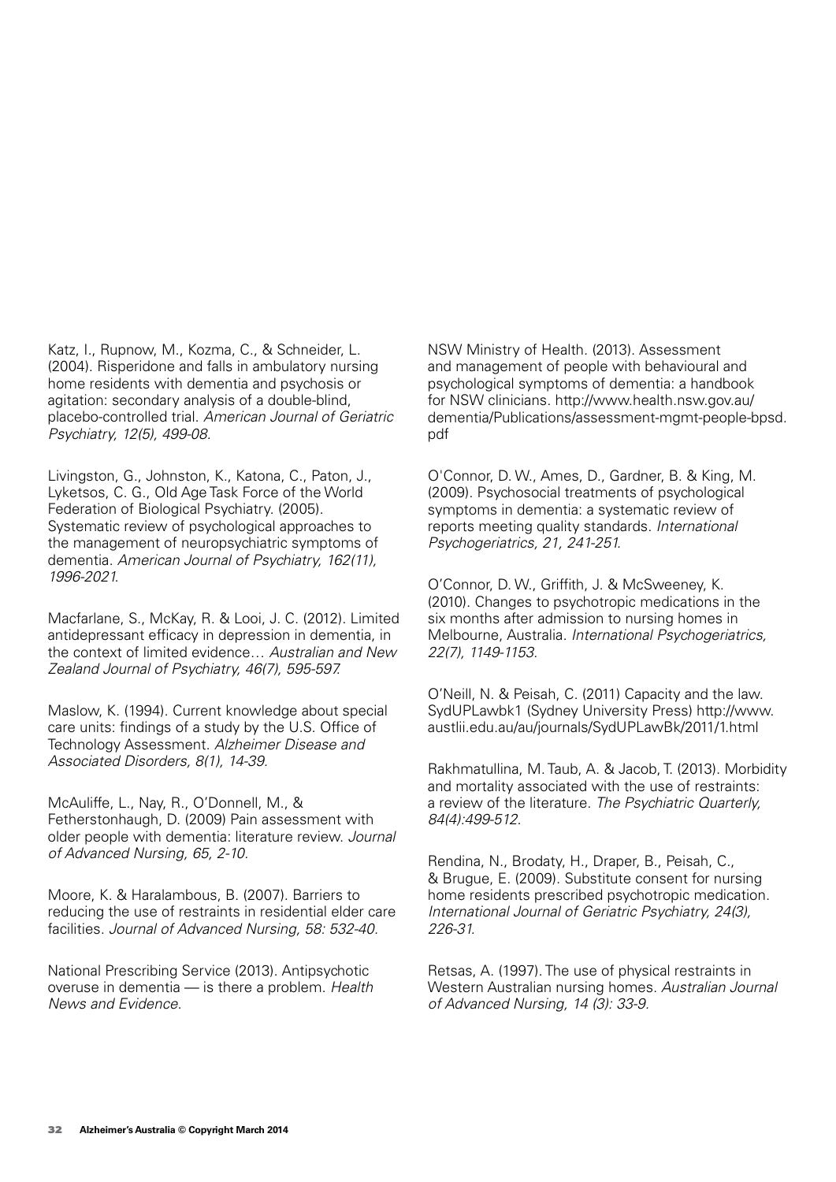Katz, I., Rupnow, M., Kozma, C., & Schneider, L. (2004). Risperidone and falls in ambulatory nursing home residents with dementia and psychosis or agitation: secondary analysis of a double-blind, placebo-controlled trial. *American Journal of Geriatric Psychiatry, 12(5), 499-08.*

Livingston, G., Johnston, K., Katona, C., Paton, J., Lyketsos, C. G., Old Age Task Force of the World Federation of Biological Psychiatry. (2005). Systematic review of psychological approaches to the management of neuropsychiatric symptoms of dementia. *American Journal of Psychiatry, 162(11), 1996-2021.*

Macfarlane, S., McKay, R. & Looi, J. C. (2012). Limited antidepressant efficacy in depression in dementia, in the context of limited evidence… *Australian and New Zealand Journal of Psychiatry, 46(7), 595-597.*

Maslow, K. (1994). Current knowledge about special care units: findings of a study by the U.S. Office of Technology Assessment. *Alzheimer Disease and Associated Disorders, 8(1), 14-39.*

McAuliffe, L., Nay, R., O'Donnell, M., & Fetherstonhaugh, D. (2009) Pain assessment with older people with dementia: literature review. *Journal of Advanced Nursing, 65, 2-10.*

Moore, K. & Haralambous, B. (2007). Barriers to reducing the use of restraints in residential elder care facilities. *Journal of Advanced Nursing, 58: 532-40.*

National Prescribing Service (2013). Antipsychotic overuse in dementia — is there a problem. *Health News and Evidence.*

NSW Ministry of Health. (2013). Assessment and management of people with behavioural and psychological symptoms of dementia: a handbook for NSW clinicians. http://www.health.nsw.gov.au/dementia/Publications/assessment-mgmt-people-bpsd.pdf

O'Connor, D. W., Ames, D., Gardner, B. & King, M. (2009). Psychosocial treatments of psychological symptoms in dementia: a systematic review of reports meeting quality standards. *International Psychogeriatrics, 21, 241-251.*

O'Connor, D. W., Griffith, J. & McSweeney, K. (2010). Changes to psychotropic medications in the six months after admission to nursing homes in Melbourne, Australia. *International Psychogeriatrics, 22(7), 1149-1153.*

O'Neill, N. & Peisah, C. (2011) Capacity and the law. SydUPLawbk1 (Sydney University Press) http://www.austlii.edu.au/au/journals/SydUPLawBk/2011/1.html

Rakhmatullina, M. Taub, A. & Jacob, T. (2013). Morbidity and mortality associated with the use of restraints: a review of the literature. *The Psychiatric Quarterly, 84(4):499-512.*

Rendina, N., Brodaty, H., Draper, B., Peisah, C., & Brugue, E. (2009). Substitute consent for nursing home residents prescribed psychotropic medication. *International Journal of Geriatric Psychiatry, 24(3), 226-31.*

Retsas, A. (1997). The use of physical restraints in Western Australian nursing homes. *Australian Journal of Advanced Nursing, 14 (3): 33-9.*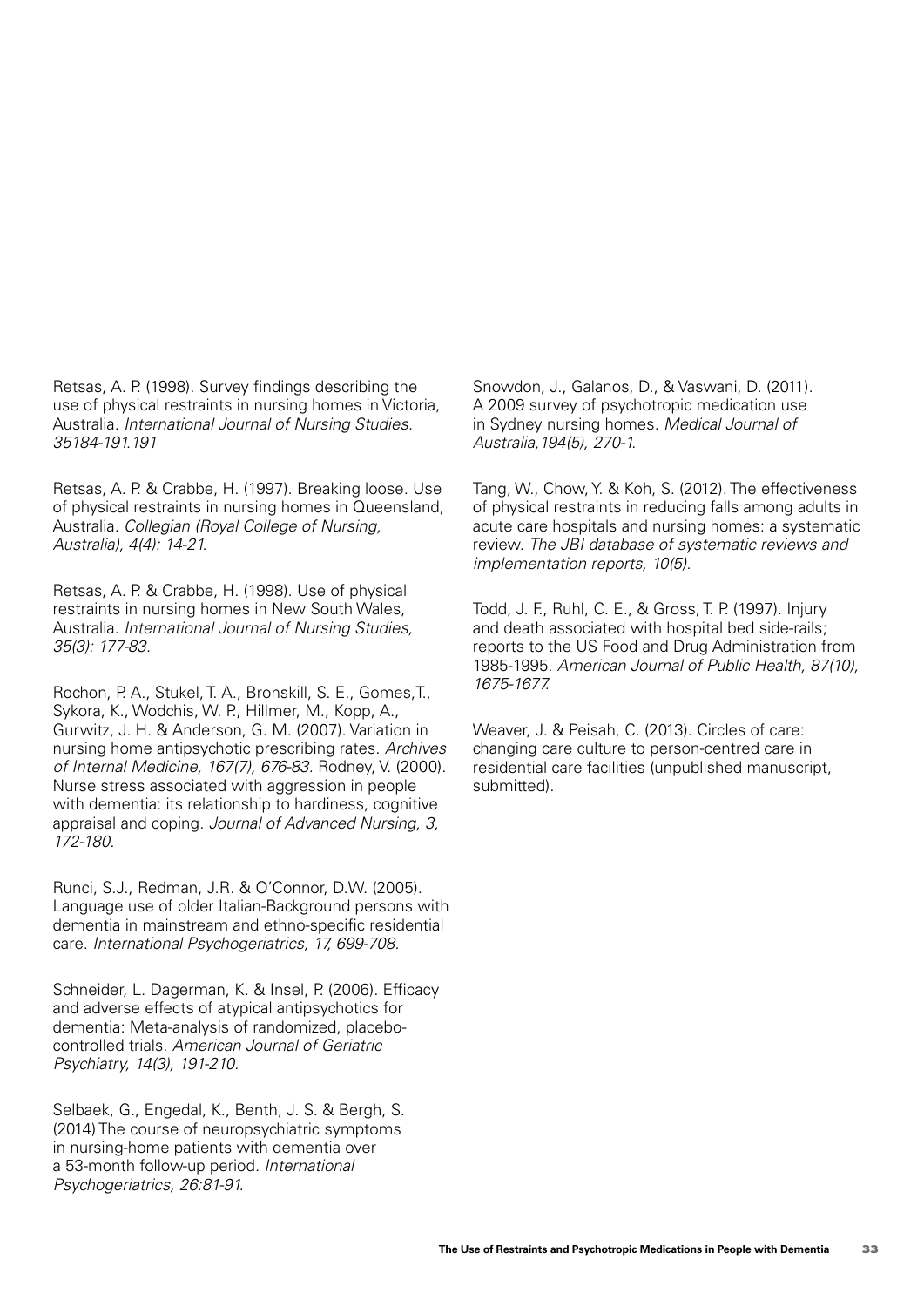Retsas, A. P. (1998). Survey findings describing the use of physical restraints in nursing homes in Victoria, Australia. *International Journal of Nursing Studies. 35184-191.191*

Retsas, A. P. & Crabbe, H. (1997). Breaking loose. Use of physical restraints in nursing homes in Queensland, Australia. *Collegian (Royal College of Nursing, Australia), 4(4): 14-21.*

Retsas, A. P. & Crabbe, H. (1998). Use of physical restraints in nursing homes in New South Wales, Australia. *International Journal of Nursing Studies, 35(3): 177-83.*

Rochon, P. A., Stukel, T. A., Bronskill, S. E., Gomes,T., Sykora, K., Wodchis, W. P., Hillmer, M., Kopp, A., Gurwitz, J. H. & Anderson, G. M. (2007). Variation in nursing home antipsychotic prescribing rates. *Archives of Internal Medicine, 167(7), 676-83.* Rodney, V. (2000). Nurse stress associated with aggression in people with dementia: its relationship to hardiness, cognitive appraisal and coping. *Journal of Advanced Nursing, 3, 172-180*.

Runci, S.J., Redman, J.R. & O'Connor, D.W. (2005). Language use of older Italian-Background persons with dementia in mainstream and ethno-specific residential care. *International Psychogeriatrics, 17, 699-708*.

Schneider, L. Dagerman, K. & Insel, P. (2006). Efficacy and adverse effects of atypical antipsychotics for dementia: Meta-analysis of randomized, placebo-controlled trials. *American Journal of Geriatric Psychiatry, 14(3), 191-210*.

Selbaek, G., Engedal, K., Benth, J. S. & Bergh, S. (2014) The course of neuropsychiatric symptoms in nursing-home patients with dementia over a 53-month follow-up period. *International Psychogeriatrics, 26:81-91*.

Snowdon, J., Galanos, D., & Vaswani, D. (2011). A 2009 survey of psychotropic medication use in Sydney nursing homes. *Medical Journal of Australia,194(5), 270-1*.

Tang, W., Chow, Y. & Koh, S. (2012). The effectiveness of physical restraints in reducing falls among adults in acute care hospitals and nursing homes: a systematic review. *The JBI database of systematic reviews and implementation reports, 10(5)*.

Todd, J. F., Ruhl, C. E., & Gross, T. P. (1997). Injury and death associated with hospital bed side-rails; reports to the US Food and Drug Administration from 1985-1995. *American Journal of Public Health, 87(10), 1675-1677.*

Weaver, J. & Peisah, C. (2013). Circles of care: changing care culture to person-centred care in residential care facilities (unpublished manuscript, submitted).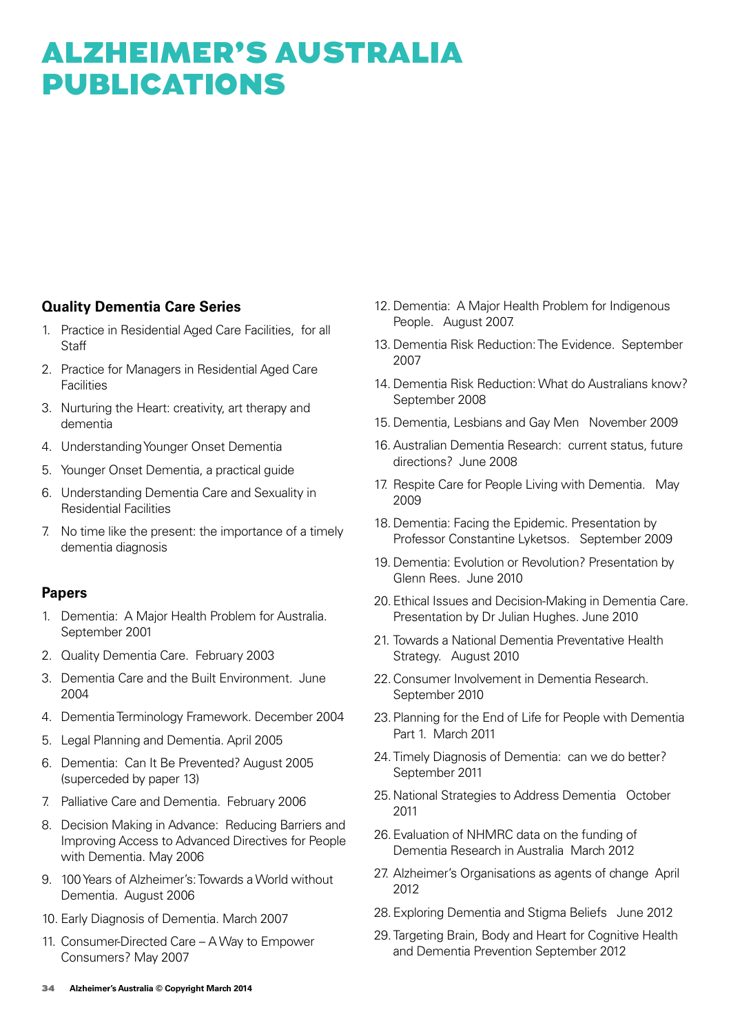# ALZHEIMER'S AUSTRALIA PUBLICATIONS

## Quality Dementia Care Series

1. Practice in Residential Aged Care Facilities, for all Staff
2. Practice for Managers in Residential Aged Care Facilities
3. Nurturing the Heart: creativity, art therapy and dementia
4. Understanding Younger Onset Dementia
5. Younger Onset Dementia, a practical guide
6. Understanding Dementia Care and Sexuality in Residential Facilities
7. No time like the present: the importance of a timely dementia diagnosis

## Papers

1. Dementia: A Major Health Problem for Australia. September 2001
2. Quality Dementia Care. February 2003
3. Dementia Care and the Built Environment. June 2004
4. Dementia Terminology Framework. December 2004
5. Legal Planning and Dementia. April 2005
6. Dementia: Can It Be Prevented? August 2005 (superceded by paper 13)
7. Palliative Care and Dementia. February 2006
8. Decision Making in Advance: Reducing Barriers and Improving Access to Advanced Directives for People with Dementia. May 2006
9. 100 Years of Alzheimer's: Towards a World without Dementia. August 2006
10. Early Diagnosis of Dementia. March 2007
11. Consumer-Directed Care – A Way to Empower Consumers? May 2007
12. Dementia: A Major Health Problem for Indigenous People. August 2007.
13. Dementia Risk Reduction: The Evidence. September 2007
14. Dementia Risk Reduction: What do Australians know? September 2008
15. Dementia, Lesbians and Gay Men November 2009
16. Australian Dementia Research: current status, future directions? June 2008
17. Respite Care for People Living with Dementia. May 2009
18. Dementia: Facing the Epidemic. Presentation by Professor Constantine Lyketsos. September 2009
19. Dementia: Evolution or Revolution? Presentation by Glenn Rees. June 2010
20. Ethical Issues and Decision-Making in Dementia Care. Presentation by Dr Julian Hughes. June 2010
21. Towards a National Dementia Preventative Health Strategy. August 2010
22. Consumer Involvement in Dementia Research. September 2010
23. Planning for the End of Life for People with Dementia Part 1. March 2011
24. Timely Diagnosis of Dementia: can we do better? September 2011
25. National Strategies to Address Dementia October 2011
26. Evaluation of NHMRC data on the funding of Dementia Research in Australia March 2012
27. Alzheimer's Organisations as agents of change April 2012
28. Exploring Dementia and Stigma Beliefs June 2012
29. Targeting Brain, Body and Heart for Cognitive Health and Dementia Prevention September 2012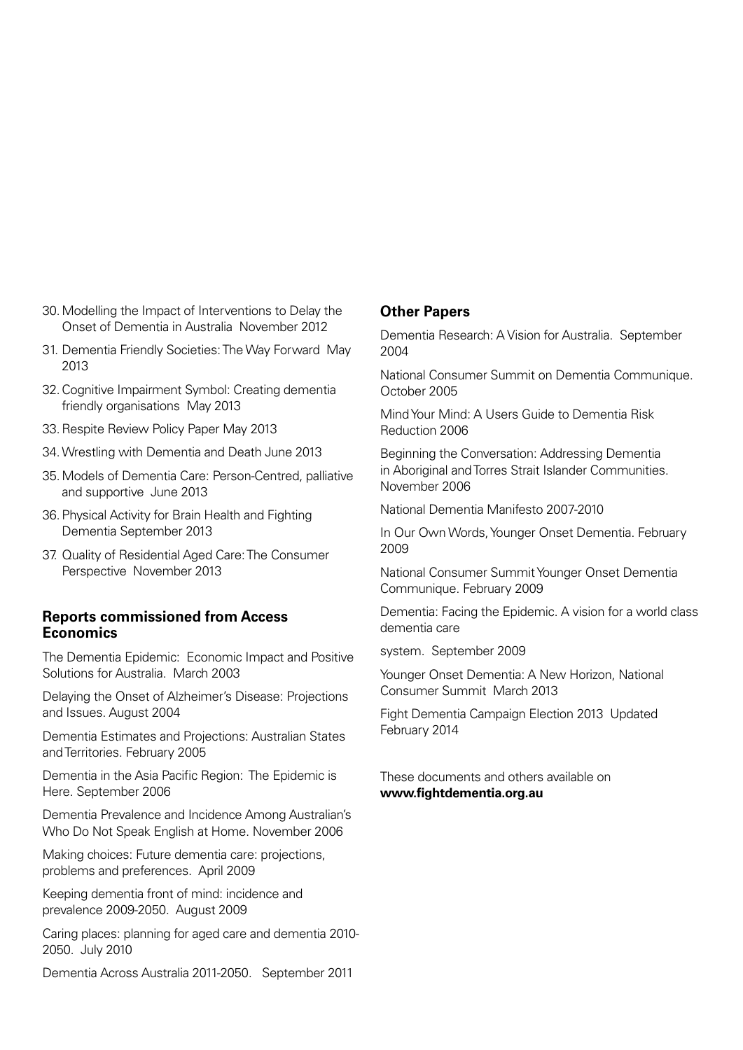30. Modelling the Impact of Interventions to Delay the Onset of Dementia in Australia November 2012
31. Dementia Friendly Societies: The Way Forward May 2013
32. Cognitive Impairment Symbol: Creating dementia friendly organisations May 2013
33. Respite Review Policy Paper May 2013
34. Wrestling with Dementia and Death June 2013
35. Models of Dementia Care: Person-Centred, palliative and supportive June 2013
36. Physical Activity for Brain Health and Fighting Dementia September 2013
37. Quality of Residential Aged Care: The Consumer Perspective November 2013

### Reports commissioned from Access Economics

The Dementia Epidemic: Economic Impact and Positive Solutions for Australia. March 2003

Delaying the Onset of Alzheimer's Disease: Projections and Issues. August 2004

Dementia Estimates and Projections: Australian States and Territories. February 2005

Dementia in the Asia Pacific Region: The Epidemic is Here. September 2006

Dementia Prevalence and Incidence Among Australian's Who Do Not Speak English at Home. November 2006

Making choices: Future dementia care: projections, problems and preferences. April 2009

Keeping dementia front of mind: incidence and prevalence 2009-2050. August 2009

Caring places: planning for aged care and dementia 2010-2050. July 2010

Dementia Across Australia 2011-2050. September 2011

### Other Papers

Dementia Research: A Vision for Australia. September 2004

National Consumer Summit on Dementia Communique. October 2005

Mind Your Mind: A Users Guide to Dementia Risk Reduction 2006

Beginning the Conversation: Addressing Dementia in Aboriginal and Torres Strait Islander Communities. November 2006

National Dementia Manifesto 2007-2010

In Our Own Words, Younger Onset Dementia. February 2009

National Consumer Summit Younger Onset Dementia Communique. February 2009

Dementia: Facing the Epidemic. A vision for a world class dementia care system. September 2009

Younger Onset Dementia: A New Horizon, National Consumer Summit March 2013

Fight Dementia Campaign Election 2013 Updated February 2014

These documents and others available on **www.fightdementia.org.au**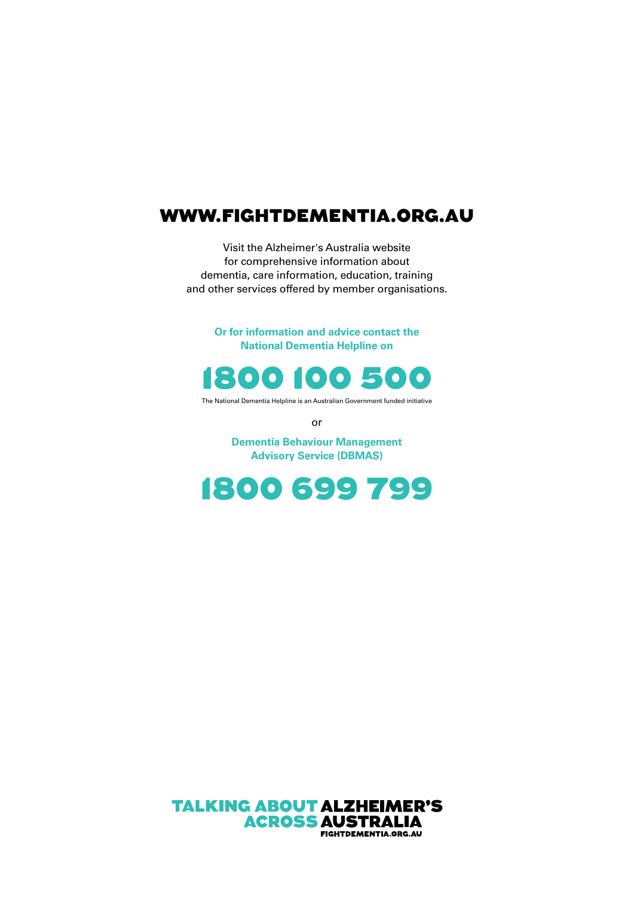## WWW.FIGHTDEMENTIA.ORG.AU

Visit the Alzheimer's Australia website for comprehensive information about dementia, care information, education, training and other services offered by member organisations.

**Or for information and advice contact the National Dementia Helpline on**

# 1800 100 500

The National Dementia Helpline is an Australian Government funded initiative

or

**Dementia Behaviour Management Advisory Service (DBMAS)**

# 1800 699 799

**TALKING ABOUT ALZHEIMER'S ACROSS AUSTRALIA**
FIGHTDEMENTIA.ORG.AU